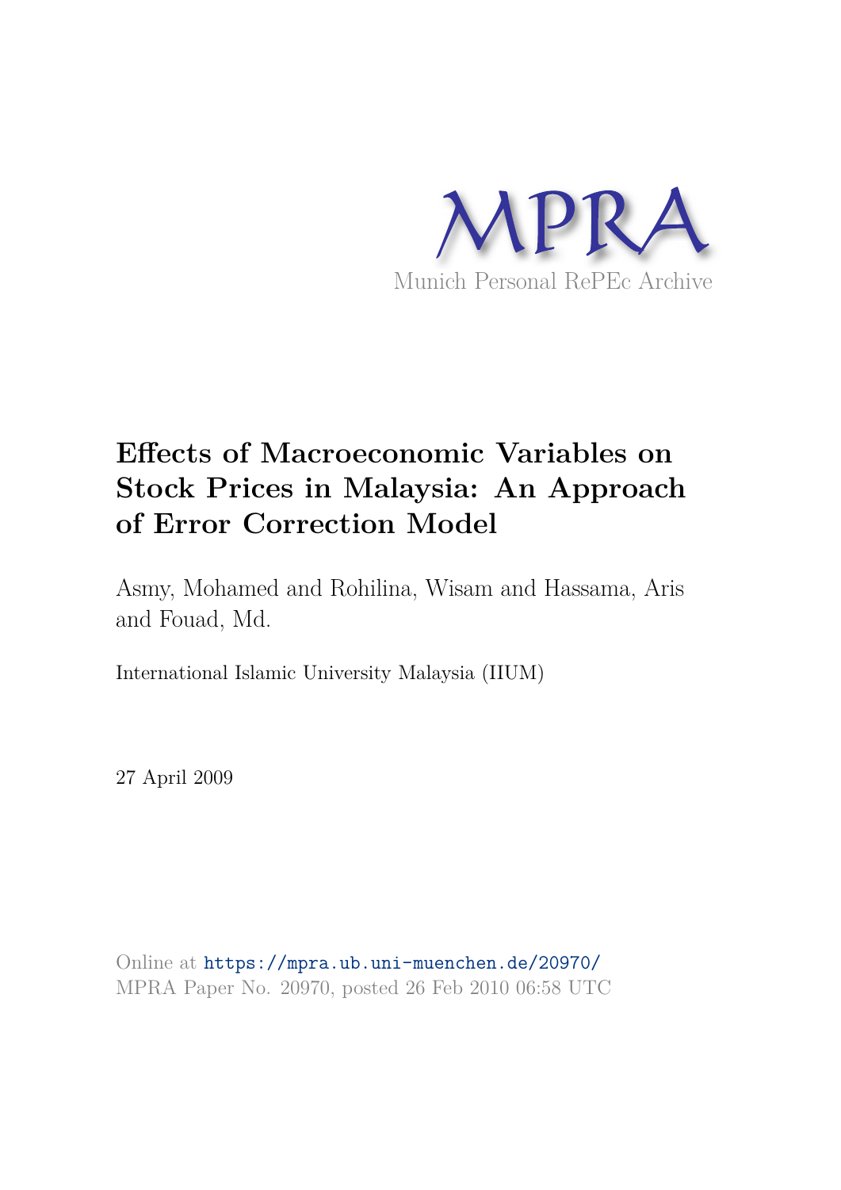MPRA

Munich Personal RePEc Archive

# Effects of Macroeconomic Variables on Stock Prices in Malaysia: An Approach of Error Correction Model

Asmy, Mohamed and Rohilina, Wisam and Hassama, Aris and Fouad, Md.

International Islamic University Malaysia (IIUM)

27 April 2009

Online at https://mpra.ub.uni-muenchen.de/20970/
MPRA Paper No. 20970, posted 26 Feb 2010 06:58 UTC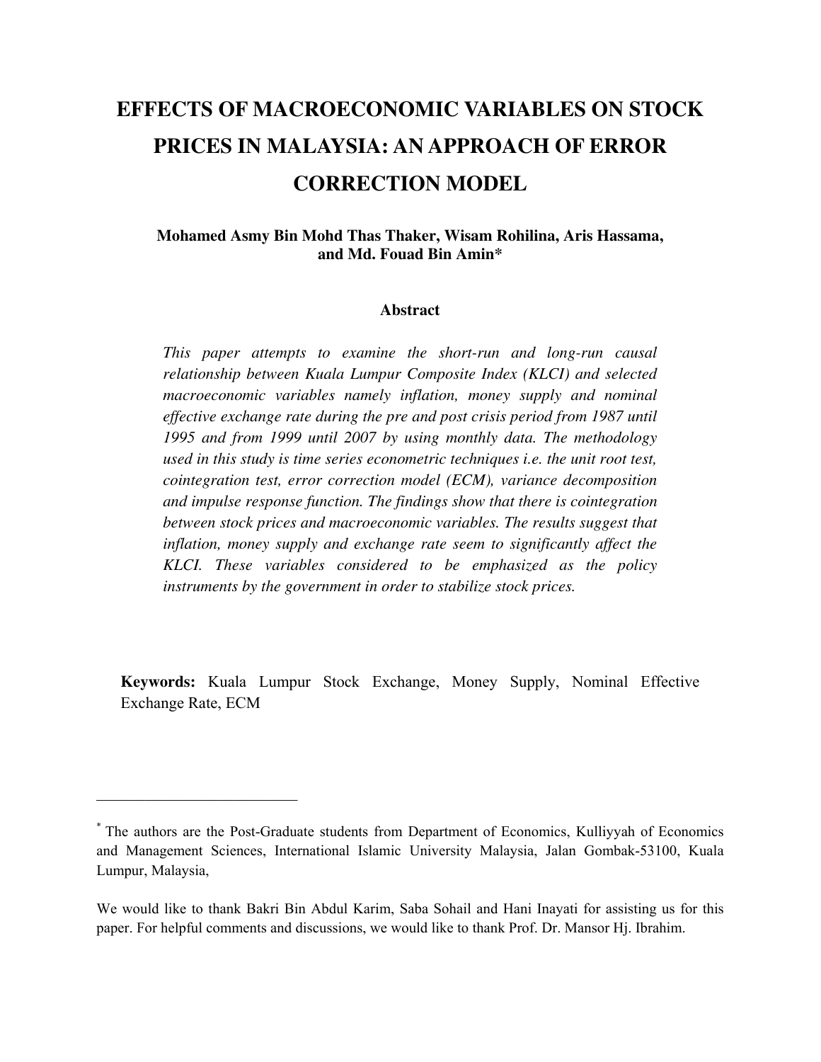# EFFECTS OF MACROECONOMIC VARIABLES ON STOCK PRICES IN MALAYSIA: AN APPROACH OF ERROR CORRECTION MODEL

**Mohamed Asmy Bin Mohd Thas Thaker, Wisam Rohilina, Aris Hassama, and Md. Fouad Bin Amin***

**Abstract**

*This paper attempts to examine the short-run and long-run causal relationship between Kuala Lumpur Composite Index (KLCI) and selected macroeconomic variables namely inflation, money supply and nominal effective exchange rate during the pre and post crisis period from 1987 until 1995 and from 1999 until 2007 by using monthly data. The methodology used in this study is time series econometric techniques i.e. the unit root test, cointegration test, error correction model (ECM), variance decomposition and impulse response function. The findings show that there is cointegration between stock prices and macroeconomic variables. The results suggest that inflation, money supply and exchange rate seem to significantly affect the KLCI. These variables considered to be emphasized as the policy instruments by the government in order to stabilize stock prices.*

**Keywords:** Kuala Lumpur Stock Exchange, Money Supply, Nominal Effective Exchange Rate, ECM

---

\* The authors are the Post-Graduate students from Department of Economics, Kulliyyah of Economics and Management Sciences, International Islamic University Malaysia, Jalan Gombak-53100, Kuala Lumpur, Malaysia,

We would like to thank Bakri Bin Abdul Karim, Saba Sohail and Hani Inayati for assisting us for this paper. For helpful comments and discussions, we would like to thank Prof. Dr. Mansor Hj. Ibrahim.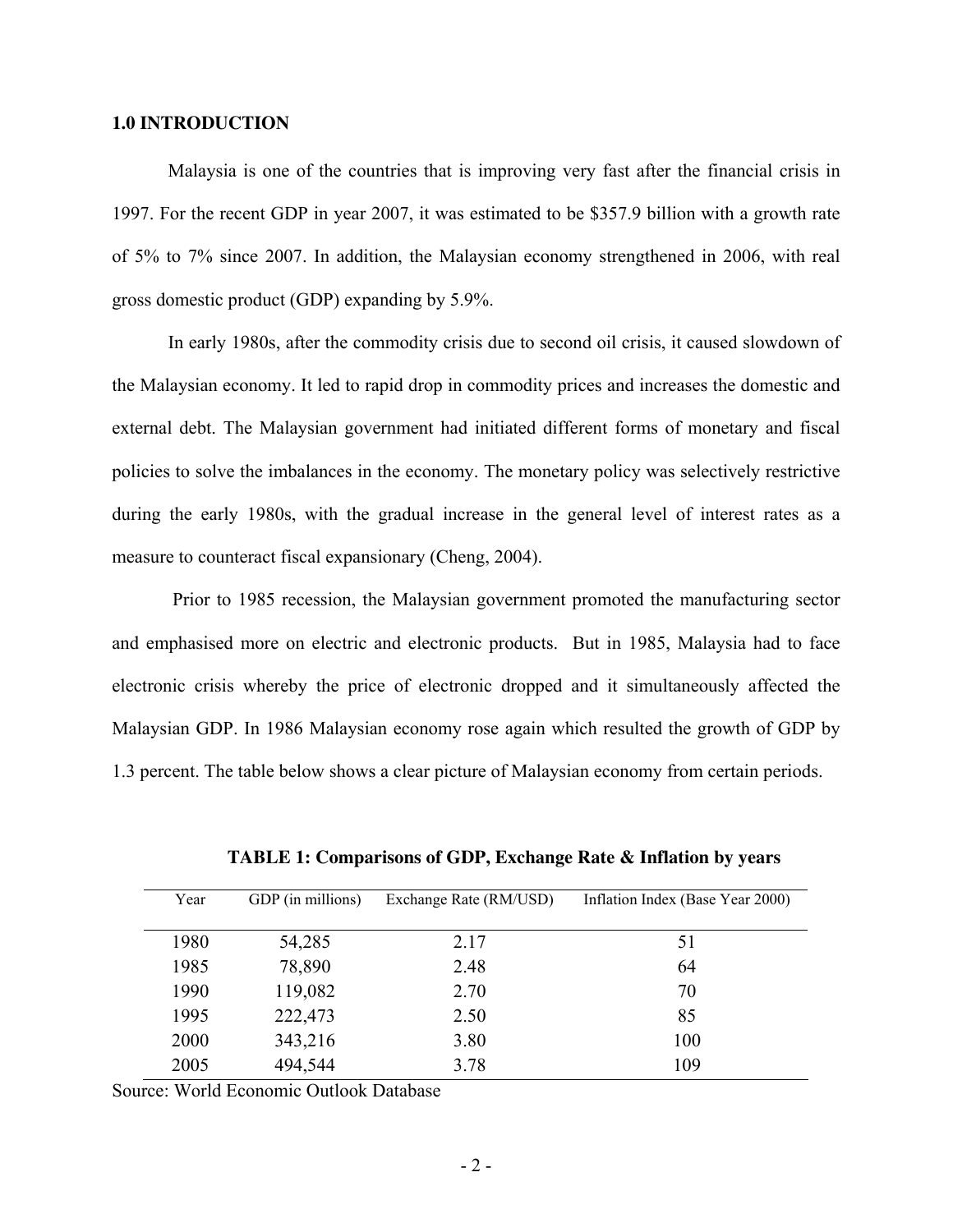## 1.0 INTRODUCTION

Malaysia is one of the countries that is improving very fast after the financial crisis in 1997. For the recent GDP in year 2007, it was estimated to be $357.9 billion with a growth rate of 5% to 7% since 2007. In addition, the Malaysian economy strengthened in 2006, with real gross domestic product (GDP) expanding by 5.9%.

In early 1980s, after the commodity crisis due to second oil crisis, it caused slowdown of the Malaysian economy. It led to rapid drop in commodity prices and increases the domestic and external debt. The Malaysian government had initiated different forms of monetary and fiscal policies to solve the imbalances in the economy. The monetary policy was selectively restrictive during the early 1980s, with the gradual increase in the general level of interest rates as a measure to counteract fiscal expansionary (Cheng, 2004).

Prior to 1985 recession, the Malaysian government promoted the manufacturing sector and emphasised more on electric and electronic products. But in 1985, Malaysia had to face electronic crisis whereby the price of electronic dropped and it simultaneously affected the Malaysian GDP. In 1986 Malaysian economy rose again which resulted the growth of GDP by 1.3 percent. The table below shows a clear picture of Malaysian economy from certain periods.

**TABLE 1: Comparisons of GDP, Exchange Rate & Inflation by years**

| Year | GDP (in millions) | Exchange Rate (RM/USD) | Inflation Index (Base Year 2000) |
|---|---|---|---|
| 1980 | 54,285 | 2.17 | 51 |
| 1985 | 78,890 | 2.48 | 64 |
| 1990 | 119,082 | 2.70 | 70 |
| 1995 | 222,473 | 2.50 | 85 |
| 2000 | 343,216 | 3.80 | 100 |
| 2005 | 494,544 | 3.78 | 109 |

Source: World Economic Outlook Database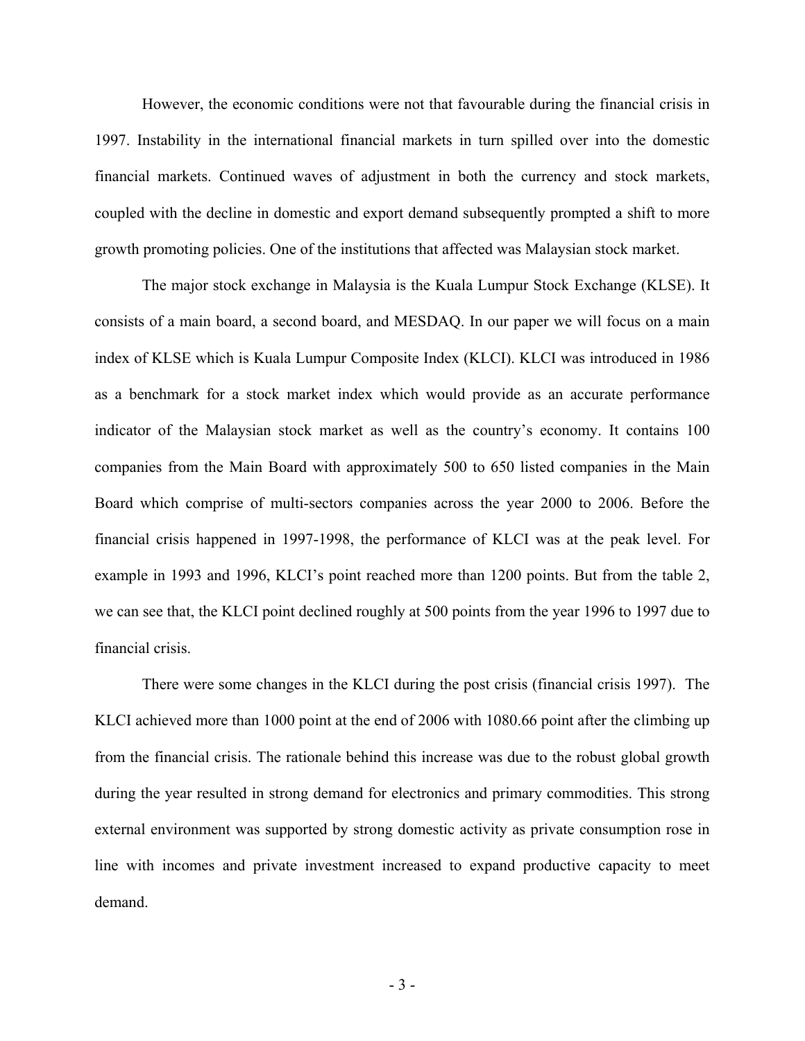However, the economic conditions were not that favourable during the financial crisis in 1997. Instability in the international financial markets in turn spilled over into the domestic financial markets. Continued waves of adjustment in both the currency and stock markets, coupled with the decline in domestic and export demand subsequently prompted a shift to more growth promoting policies. One of the institutions that affected was Malaysian stock market.

The major stock exchange in Malaysia is the Kuala Lumpur Stock Exchange (KLSE). It consists of a main board, a second board, and MESDAQ. In our paper we will focus on a main index of KLSE which is Kuala Lumpur Composite Index (KLCI). KLCI was introduced in 1986 as a benchmark for a stock market index which would provide as an accurate performance indicator of the Malaysian stock market as well as the country's economy. It contains 100 companies from the Main Board with approximately 500 to 650 listed companies in the Main Board which comprise of multi-sectors companies across the year 2000 to 2006. Before the financial crisis happened in 1997-1998, the performance of KLCI was at the peak level. For example in 1993 and 1996, KLCI's point reached more than 1200 points. But from the table 2, we can see that, the KLCI point declined roughly at 500 points from the year 1996 to 1997 due to financial crisis.

There were some changes in the KLCI during the post crisis (financial crisis 1997). The KLCI achieved more than 1000 point at the end of 2006 with 1080.66 point after the climbing up from the financial crisis. The rationale behind this increase was due to the robust global growth during the year resulted in strong demand for electronics and primary commodities. This strong external environment was supported by strong domestic activity as private consumption rose in line with incomes and private investment increased to expand productive capacity to meet demand.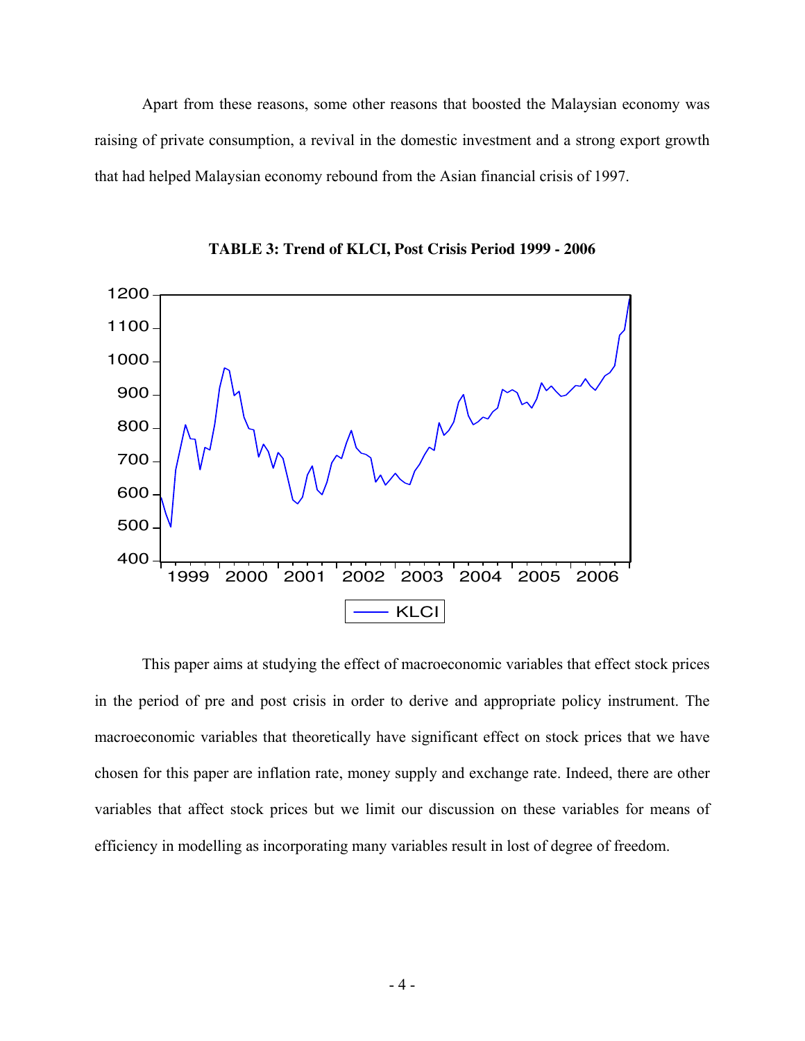Apart from these reasons, some other reasons that boosted the Malaysian economy was raising of private consumption, a revival in the domestic investment and a strong export growth that had helped Malaysian economy rebound from the Asian financial crisis of 1997.

**TABLE 3: Trend of KLCI, Post Crisis Period 1999 - 2006**

This paper aims at studying the effect of macroeconomic variables that effect stock prices in the period of pre and post crisis in order to derive and appropriate policy instrument. The macroeconomic variables that theoretically have significant effect on stock prices that we have chosen for this paper are inflation rate, money supply and exchange rate. Indeed, there are other variables that affect stock prices but we limit our discussion on these variables for means of efficiency in modelling as incorporating many variables result in lost of degree of freedom.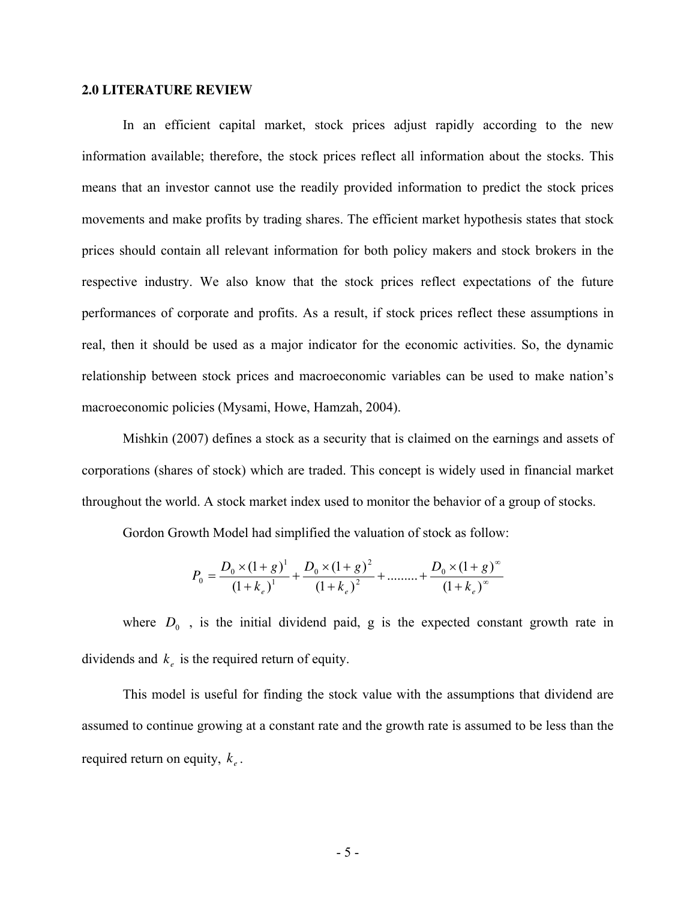## 2.0 LITERATURE REVIEW

In an efficient capital market, stock prices adjust rapidly according to the new information available; therefore, the stock prices reflect all information about the stocks. This means that an investor cannot use the readily provided information to predict the stock prices movements and make profits by trading shares. The efficient market hypothesis states that stock prices should contain all relevant information for both policy makers and stock brokers in the respective industry. We also know that the stock prices reflect expectations of the future performances of corporate and profits. As a result, if stock prices reflect these assumptions in real, then it should be used as a major indicator for the economic activities. So, the dynamic relationship between stock prices and macroeconomic variables can be used to make nation's macroeconomic policies (Mysami, Howe, Hamzah, 2004).

Mishkin (2007) defines a stock as a security that is claimed on the earnings and assets of corporations (shares of stock) which are traded. This concept is widely used in financial market throughout the world. A stock market index used to monitor the behavior of a group of stocks.

Gordon Growth Model had simplified the valuation of stock as follow:

$$P_0 = \frac{D_0 \times (1+g)^1}{(1+k_e)^1} + \frac{D_0 \times (1+g)^2}{(1+k_e)^2} + \dots\dots\dots + \frac{D_0 \times (1+g)^\infty}{(1+k_e)^\infty}$$

where $D_0$ , is the initial dividend paid, g is the expected constant growth rate in dividends and $k_e$ is the required return of equity.

This model is useful for finding the stock value with the assumptions that dividend are assumed to continue growing at a constant rate and the growth rate is assumed to be less than the required return on equity, $k_e$.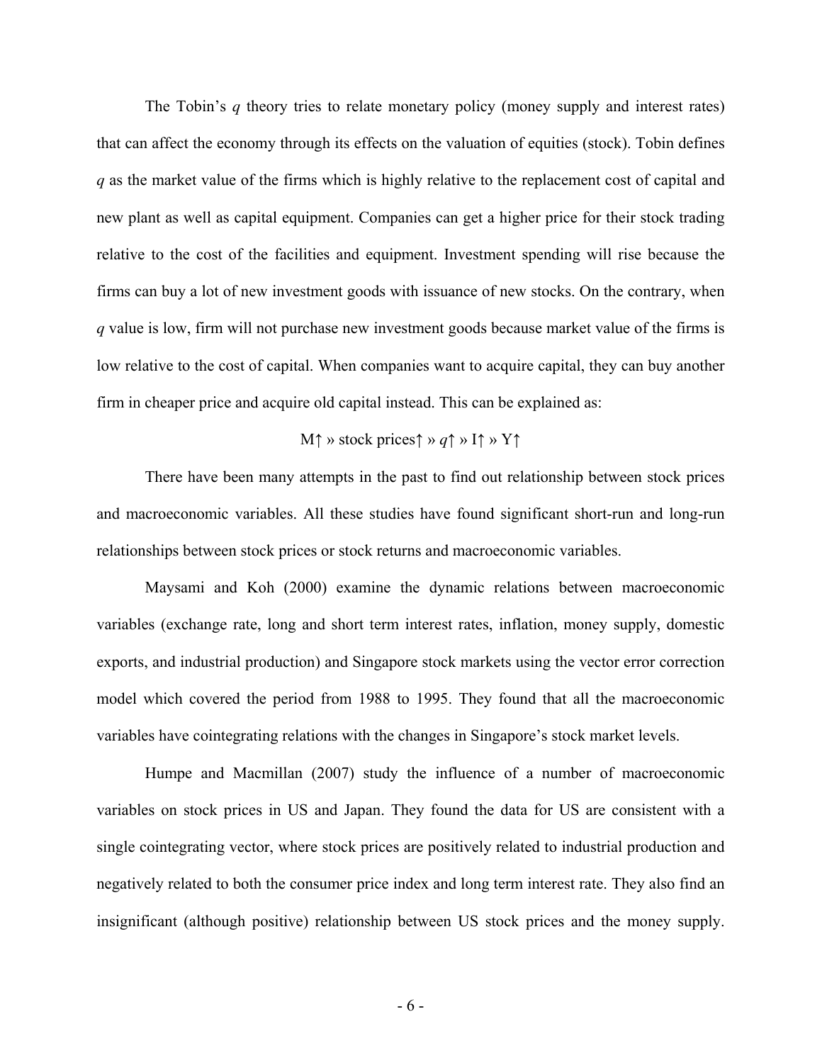The Tobin's *q* theory tries to relate monetary policy (money supply and interest rates) that can affect the economy through its effects on the valuation of equities (stock). Tobin defines *q* as the market value of the firms which is highly relative to the replacement cost of capital and new plant as well as capital equipment. Companies can get a higher price for their stock trading relative to the cost of the facilities and equipment. Investment spending will rise because the firms can buy a lot of new investment goods with issuance of new stocks. On the contrary, when *q* value is low, firm will not purchase new investment goods because market value of the firms is low relative to the cost of capital. When companies want to acquire capital, they can buy another firm in cheaper price and acquire old capital instead. This can be explained as:

$$M\uparrow \text{ » stock prices}\uparrow \text{ » } q\uparrow \text{ » } I\uparrow \text{ » } Y\uparrow$$

There have been many attempts in the past to find out relationship between stock prices and macroeconomic variables. All these studies have found significant short-run and long-run relationships between stock prices or stock returns and macroeconomic variables.

Maysami and Koh (2000) examine the dynamic relations between macroeconomic variables (exchange rate, long and short term interest rates, inflation, money supply, domestic exports, and industrial production) and Singapore stock markets using the vector error correction model which covered the period from 1988 to 1995. They found that all the macroeconomic variables have cointegrating relations with the changes in Singapore's stock market levels.

Humpe and Macmillan (2007) study the influence of a number of macroeconomic variables on stock prices in US and Japan. They found the data for US are consistent with a single cointegrating vector, where stock prices are positively related to industrial production and negatively related to both the consumer price index and long term interest rate. They also find an insignificant (although positive) relationship between US stock prices and the money supply.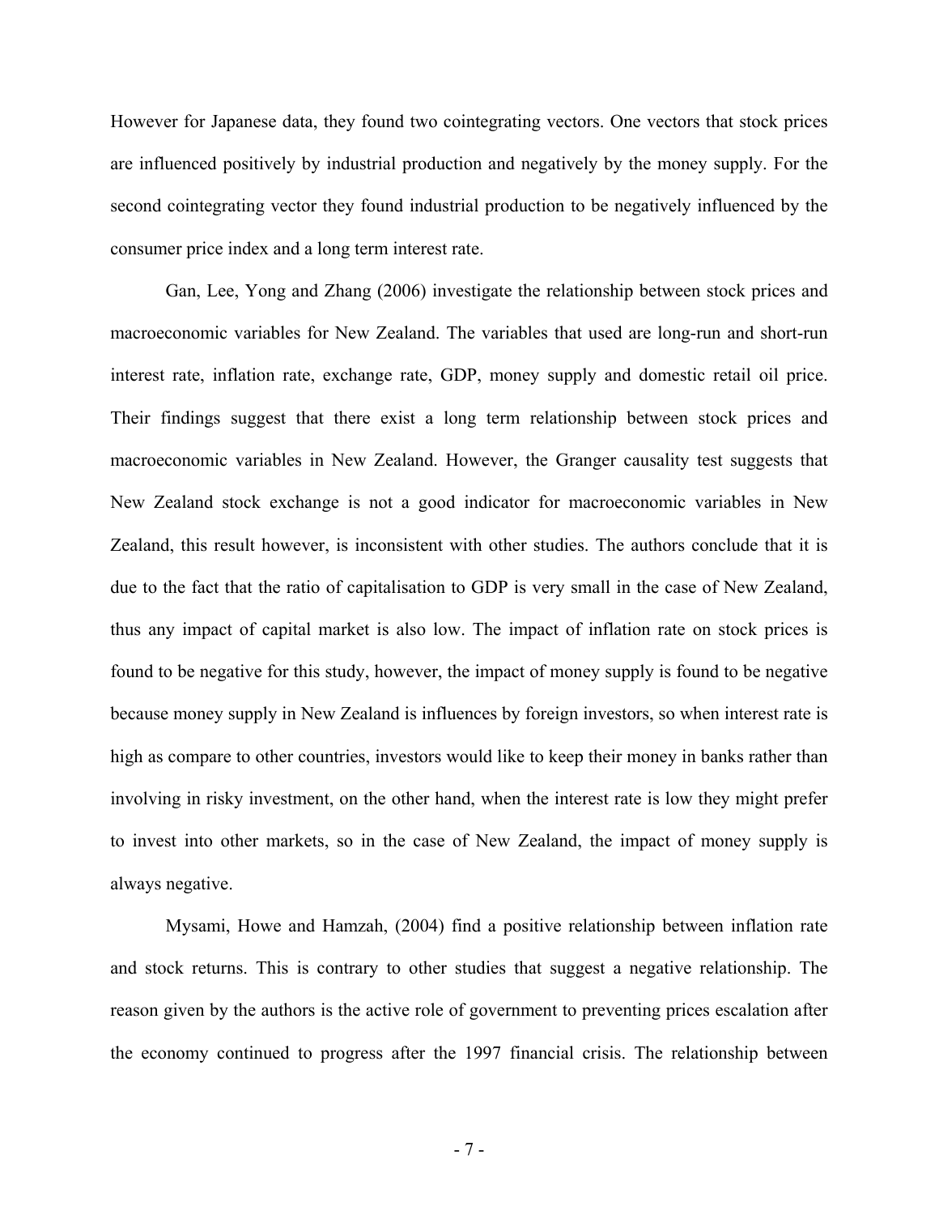However for Japanese data, they found two cointegrating vectors. One vectors that stock prices are influenced positively by industrial production and negatively by the money supply. For the second cointegrating vector they found industrial production to be negatively influenced by the consumer price index and a long term interest rate.

Gan, Lee, Yong and Zhang (2006) investigate the relationship between stock prices and macroeconomic variables for New Zealand. The variables that used are long-run and short-run interest rate, inflation rate, exchange rate, GDP, money supply and domestic retail oil price. Their findings suggest that there exist a long term relationship between stock prices and macroeconomic variables in New Zealand. However, the Granger causality test suggests that New Zealand stock exchange is not a good indicator for macroeconomic variables in New Zealand, this result however, is inconsistent with other studies. The authors conclude that it is due to the fact that the ratio of capitalisation to GDP is very small in the case of New Zealand, thus any impact of capital market is also low. The impact of inflation rate on stock prices is found to be negative for this study, however, the impact of money supply is found to be negative because money supply in New Zealand is influences by foreign investors, so when interest rate is high as compare to other countries, investors would like to keep their money in banks rather than involving in risky investment, on the other hand, when the interest rate is low they might prefer to invest into other markets, so in the case of New Zealand, the impact of money supply is always negative.

Mysami, Howe and Hamzah, (2004) find a positive relationship between inflation rate and stock returns. This is contrary to other studies that suggest a negative relationship. The reason given by the authors is the active role of government to preventing prices escalation after the economy continued to progress after the 1997 financial crisis. The relationship between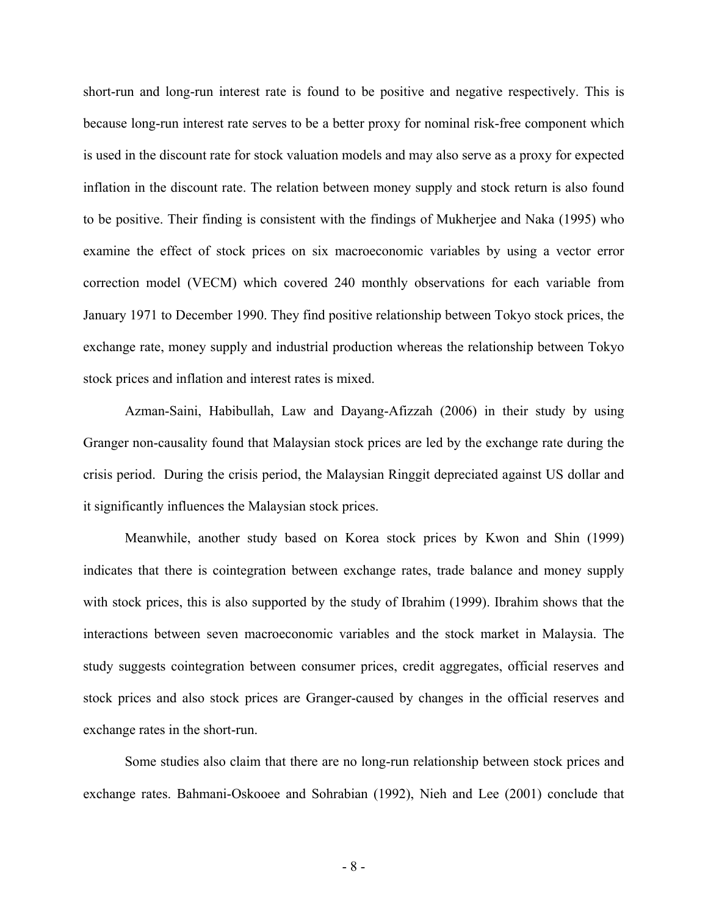short-run and long-run interest rate is found to be positive and negative respectively. This is because long-run interest rate serves to be a better proxy for nominal risk-free component which is used in the discount rate for stock valuation models and may also serve as a proxy for expected inflation in the discount rate. The relation between money supply and stock return is also found to be positive. Their finding is consistent with the findings of Mukherjee and Naka (1995) who examine the effect of stock prices on six macroeconomic variables by using a vector error correction model (VECM) which covered 240 monthly observations for each variable from January 1971 to December 1990. They find positive relationship between Tokyo stock prices, the exchange rate, money supply and industrial production whereas the relationship between Tokyo stock prices and inflation and interest rates is mixed.

Azman-Saini, Habibullah, Law and Dayang-Afizzah (2006) in their study by using Granger non-causality found that Malaysian stock prices are led by the exchange rate during the crisis period. During the crisis period, the Malaysian Ringgit depreciated against US dollar and it significantly influences the Malaysian stock prices.

Meanwhile, another study based on Korea stock prices by Kwon and Shin (1999) indicates that there is cointegration between exchange rates, trade balance and money supply with stock prices, this is also supported by the study of Ibrahim (1999). Ibrahim shows that the interactions between seven macroeconomic variables and the stock market in Malaysia. The study suggests cointegration between consumer prices, credit aggregates, official reserves and stock prices and also stock prices are Granger-caused by changes in the official reserves and exchange rates in the short-run.

Some studies also claim that there are no long-run relationship between stock prices and exchange rates. Bahmani-Oskooee and Sohrabian (1992), Nieh and Lee (2001) conclude that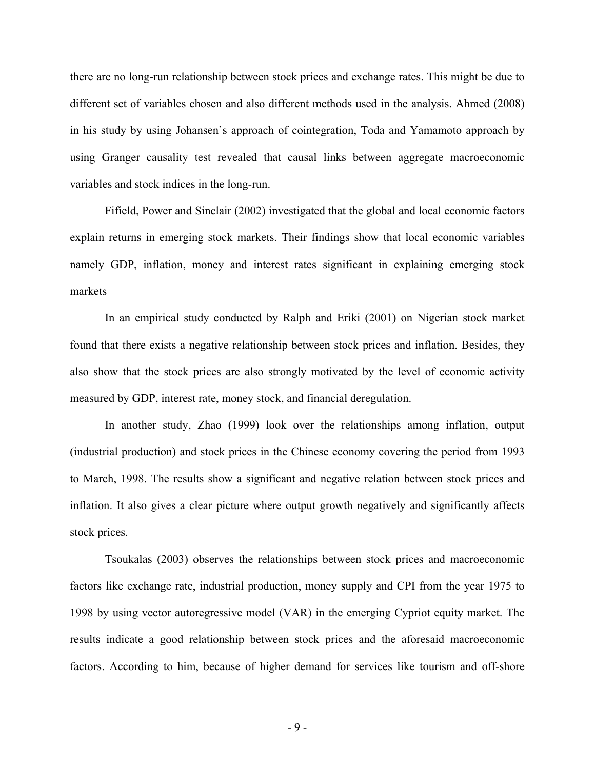there are no long-run relationship between stock prices and exchange rates. This might be due to different set of variables chosen and also different methods used in the analysis. Ahmed (2008) in his study by using Johansen`s approach of cointegration, Toda and Yamamoto approach by using Granger causality test revealed that causal links between aggregate macroeconomic variables and stock indices in the long-run.

Fifield, Power and Sinclair (2002) investigated that the global and local economic factors explain returns in emerging stock markets. Their findings show that local economic variables namely GDP, inflation, money and interest rates significant in explaining emerging stock markets

In an empirical study conducted by Ralph and Eriki (2001) on Nigerian stock market found that there exists a negative relationship between stock prices and inflation. Besides, they also show that the stock prices are also strongly motivated by the level of economic activity measured by GDP, interest rate, money stock, and financial deregulation.

In another study, Zhao (1999) look over the relationships among inflation, output (industrial production) and stock prices in the Chinese economy covering the period from 1993 to March, 1998. The results show a significant and negative relation between stock prices and inflation. It also gives a clear picture where output growth negatively and significantly affects stock prices.

Tsoukalas (2003) observes the relationships between stock prices and macroeconomic factors like exchange rate, industrial production, money supply and CPI from the year 1975 to 1998 by using vector autoregressive model (VAR) in the emerging Cypriot equity market. The results indicate a good relationship between stock prices and the aforesaid macroeconomic factors. According to him, because of higher demand for services like tourism and off-shore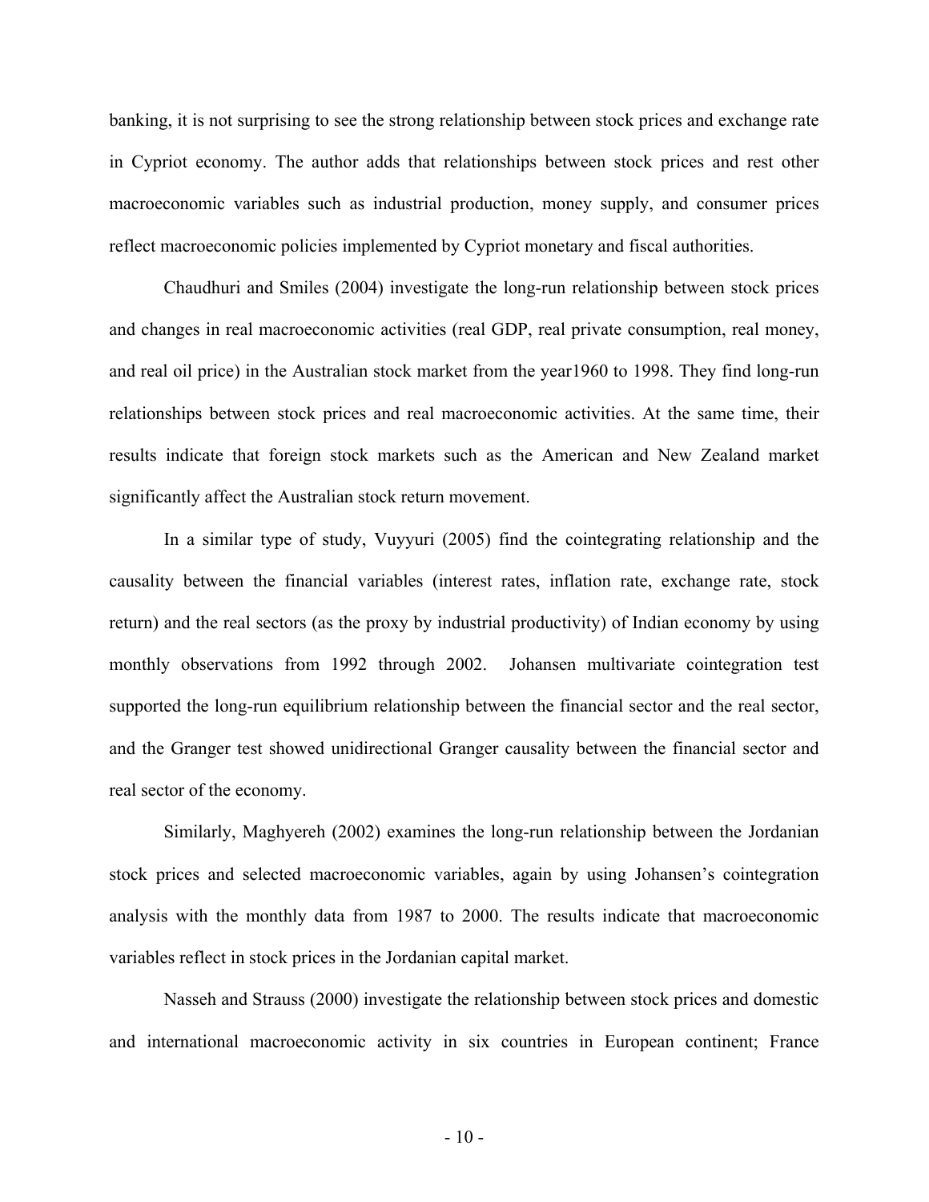banking, it is not surprising to see the strong relationship between stock prices and exchange rate in Cypriot economy. The author adds that relationships between stock prices and rest other macroeconomic variables such as industrial production, money supply, and consumer prices reflect macroeconomic policies implemented by Cypriot monetary and fiscal authorities.

Chaudhuri and Smiles (2004) investigate the long-run relationship between stock prices and changes in real macroeconomic activities (real GDP, real private consumption, real money, and real oil price) in the Australian stock market from the year1960 to 1998. They find long-run relationships between stock prices and real macroeconomic activities. At the same time, their results indicate that foreign stock markets such as the American and New Zealand market significantly affect the Australian stock return movement.

In a similar type of study, Vuyyuri (2005) find the cointegrating relationship and the causality between the financial variables (interest rates, inflation rate, exchange rate, stock return) and the real sectors (as the proxy by industrial productivity) of Indian economy by using monthly observations from 1992 through 2002. Johansen multivariate cointegration test supported the long-run equilibrium relationship between the financial sector and the real sector, and the Granger test showed unidirectional Granger causality between the financial sector and real sector of the economy.

Similarly, Maghyereh (2002) examines the long-run relationship between the Jordanian stock prices and selected macroeconomic variables, again by using Johansen's cointegration analysis with the monthly data from 1987 to 2000. The results indicate that macroeconomic variables reflect in stock prices in the Jordanian capital market.

Nasseh and Strauss (2000) investigate the relationship between stock prices and domestic and international macroeconomic activity in six countries in European continent; France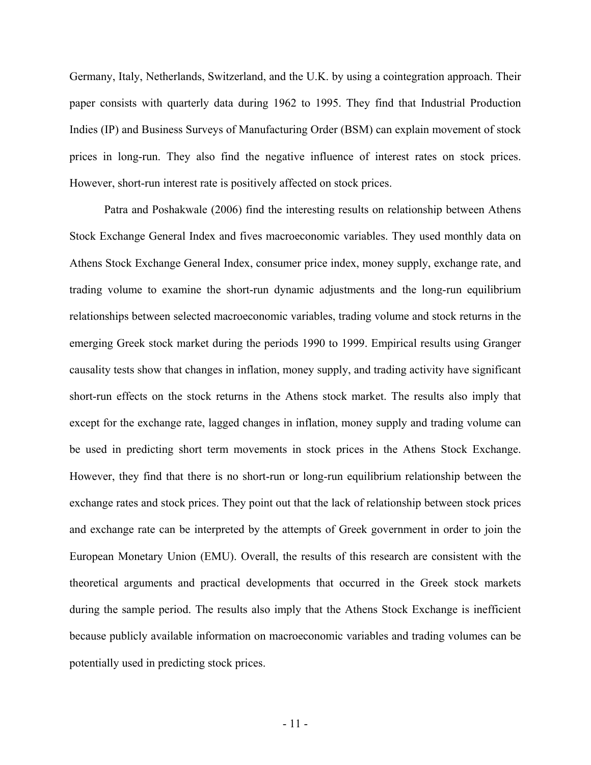Germany, Italy, Netherlands, Switzerland, and the U.K. by using a cointegration approach. Their paper consists with quarterly data during 1962 to 1995. They find that Industrial Production Indies (IP) and Business Surveys of Manufacturing Order (BSM) can explain movement of stock prices in long-run. They also find the negative influence of interest rates on stock prices. However, short-run interest rate is positively affected on stock prices.

Patra and Poshakwale (2006) find the interesting results on relationship between Athens Stock Exchange General Index and fives macroeconomic variables. They used monthly data on Athens Stock Exchange General Index, consumer price index, money supply, exchange rate, and trading volume to examine the short-run dynamic adjustments and the long-run equilibrium relationships between selected macroeconomic variables, trading volume and stock returns in the emerging Greek stock market during the periods 1990 to 1999. Empirical results using Granger causality tests show that changes in inflation, money supply, and trading activity have significant short-run effects on the stock returns in the Athens stock market. The results also imply that except for the exchange rate, lagged changes in inflation, money supply and trading volume can be used in predicting short term movements in stock prices in the Athens Stock Exchange. However, they find that there is no short-run or long-run equilibrium relationship between the exchange rates and stock prices. They point out that the lack of relationship between stock prices and exchange rate can be interpreted by the attempts of Greek government in order to join the European Monetary Union (EMU). Overall, the results of this research are consistent with the theoretical arguments and practical developments that occurred in the Greek stock markets during the sample period. The results also imply that the Athens Stock Exchange is inefficient because publicly available information on macroeconomic variables and trading volumes can be potentially used in predicting stock prices.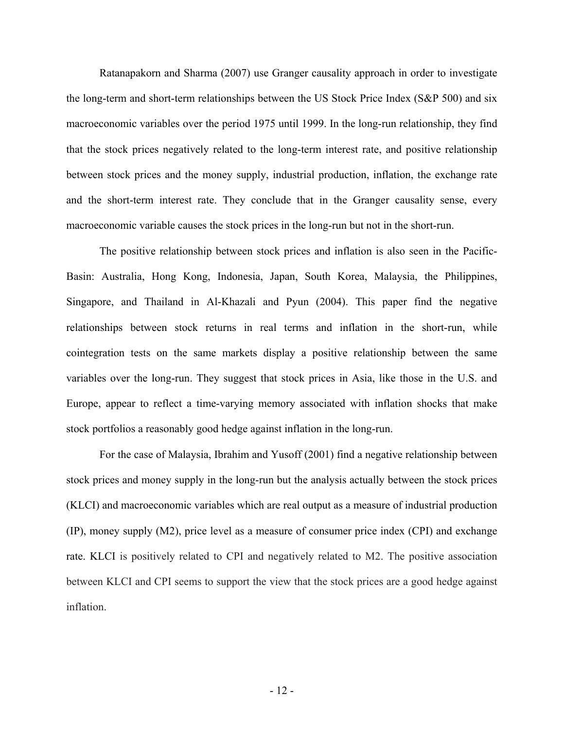Ratanapakorn and Sharma (2007) use Granger causality approach in order to investigate the long-term and short-term relationships between the US Stock Price Index (S&P 500) and six macroeconomic variables over the period 1975 until 1999. In the long-run relationship, they find that the stock prices negatively related to the long-term interest rate, and positive relationship between stock prices and the money supply, industrial production, inflation, the exchange rate and the short-term interest rate. They conclude that in the Granger causality sense, every macroeconomic variable causes the stock prices in the long-run but not in the short-run.

The positive relationship between stock prices and inflation is also seen in the Pacific-Basin: Australia, Hong Kong, Indonesia, Japan, South Korea, Malaysia, the Philippines, Singapore, and Thailand in Al-Khazali and Pyun (2004). This paper find the negative relationships between stock returns in real terms and inflation in the short-run, while cointegration tests on the same markets display a positive relationship between the same variables over the long-run. They suggest that stock prices in Asia, like those in the U.S. and Europe, appear to reflect a time-varying memory associated with inflation shocks that make stock portfolios a reasonably good hedge against inflation in the long-run.

For the case of Malaysia, Ibrahim and Yusoff (2001) find a negative relationship between stock prices and money supply in the long-run but the analysis actually between the stock prices (KLCI) and macroeconomic variables which are real output as a measure of industrial production (IP), money supply (M2), price level as a measure of consumer price index (CPI) and exchange rate. KLCI is positively related to CPI and negatively related to M2. The positive association between KLCI and CPI seems to support the view that the stock prices are a good hedge against inflation.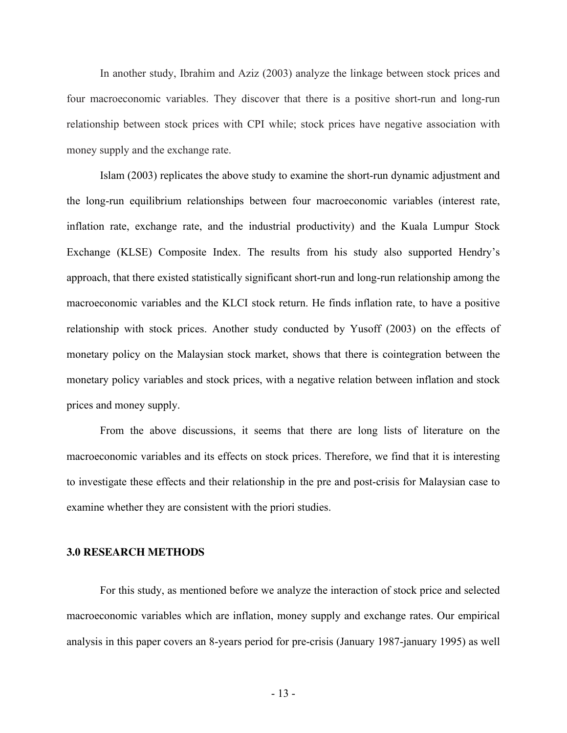In another study, Ibrahim and Aziz (2003) analyze the linkage between stock prices and four macroeconomic variables. They discover that there is a positive short-run and long-run relationship between stock prices with CPI while; stock prices have negative association with money supply and the exchange rate.

Islam (2003) replicates the above study to examine the short-run dynamic adjustment and the long-run equilibrium relationships between four macroeconomic variables (interest rate, inflation rate, exchange rate, and the industrial productivity) and the Kuala Lumpur Stock Exchange (KLSE) Composite Index. The results from his study also supported Hendry's approach, that there existed statistically significant short-run and long-run relationship among the macroeconomic variables and the KLCI stock return. He finds inflation rate, to have a positive relationship with stock prices. Another study conducted by Yusoff (2003) on the effects of monetary policy on the Malaysian stock market, shows that there is cointegration between the monetary policy variables and stock prices, with a negative relation between inflation and stock prices and money supply.

From the above discussions, it seems that there are long lists of literature on the macroeconomic variables and its effects on stock prices. Therefore, we find that it is interesting to investigate these effects and their relationship in the pre and post-crisis for Malaysian case to examine whether they are consistent with the priori studies.

## 3.0 RESEARCH METHODS

For this study, as mentioned before we analyze the interaction of stock price and selected macroeconomic variables which are inflation, money supply and exchange rates. Our empirical analysis in this paper covers an 8-years period for pre-crisis (January 1987-january 1995) as well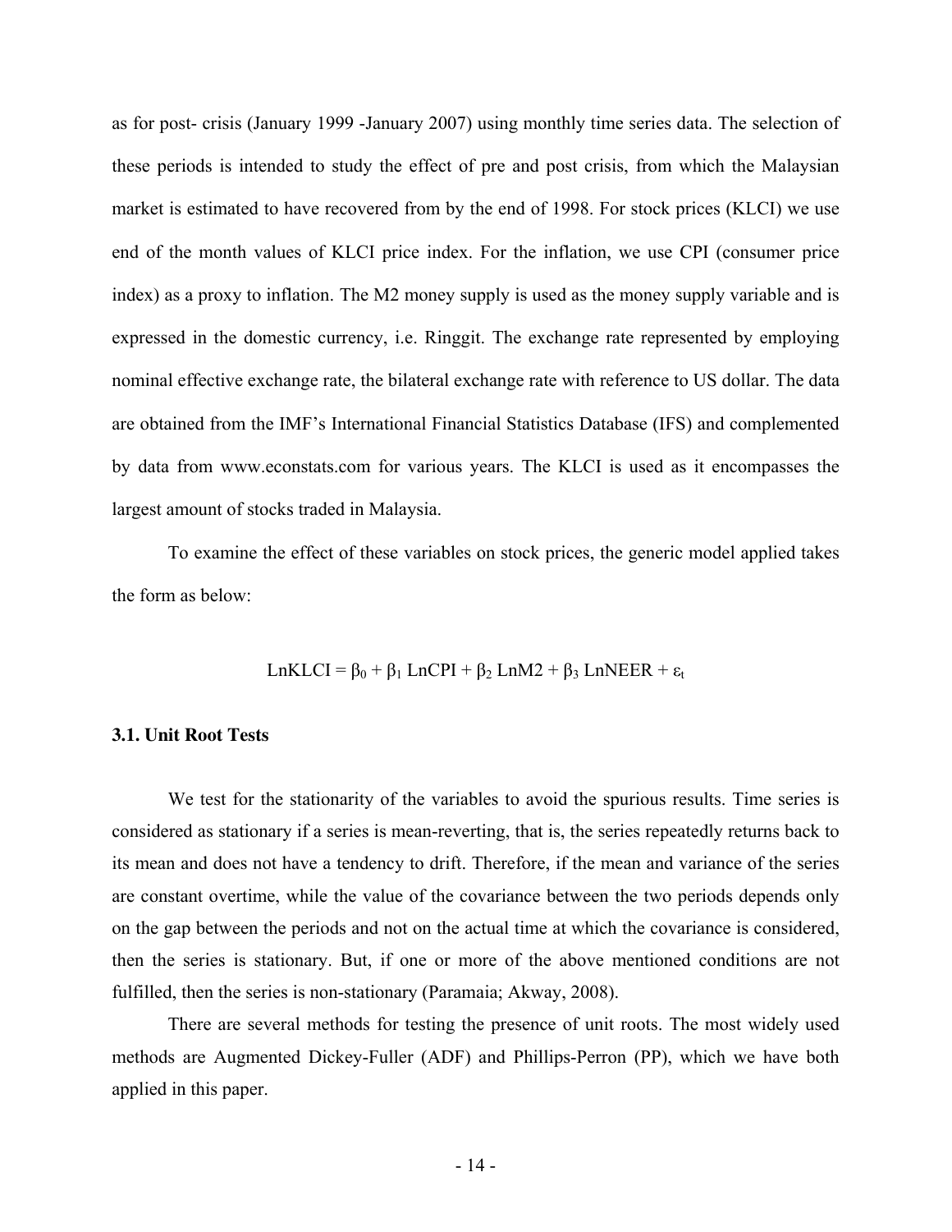as for post- crisis (January 1999 -January 2007) using monthly time series data. The selection of these periods is intended to study the effect of pre and post crisis, from which the Malaysian market is estimated to have recovered from by the end of 1998. For stock prices (KLCI) we use end of the month values of KLCI price index. For the inflation, we use CPI (consumer price index) as a proxy to inflation. The M2 money supply is used as the money supply variable and is expressed in the domestic currency, i.e. Ringgit. The exchange rate represented by employing nominal effective exchange rate, the bilateral exchange rate with reference to US dollar. The data are obtained from the IMF's International Financial Statistics Database (IFS) and complemented by data from www.econstats.com for various years. The KLCI is used as it encompasses the largest amount of stocks traded in Malaysia.

To examine the effect of these variables on stock prices, the generic model applied takes the form as below:

$$LnKLCI = \beta_0 + \beta_1 \, LnCPI + \beta_2 \, LnM2 + \beta_3 \, LnNEER + \varepsilon_t$$

### 3.1. Unit Root Tests

We test for the stationarity of the variables to avoid the spurious results. Time series is considered as stationary if a series is mean-reverting, that is, the series repeatedly returns back to its mean and does not have a tendency to drift. Therefore, if the mean and variance of the series are constant overtime, while the value of the covariance between the two periods depends only on the gap between the periods and not on the actual time at which the covariance is considered, then the series is stationary. But, if one or more of the above mentioned conditions are not fulfilled, then the series is non-stationary (Paramaia; Akway, 2008).

There are several methods for testing the presence of unit roots. The most widely used methods are Augmented Dickey-Fuller (ADF) and Phillips-Perron (PP), which we have both applied in this paper.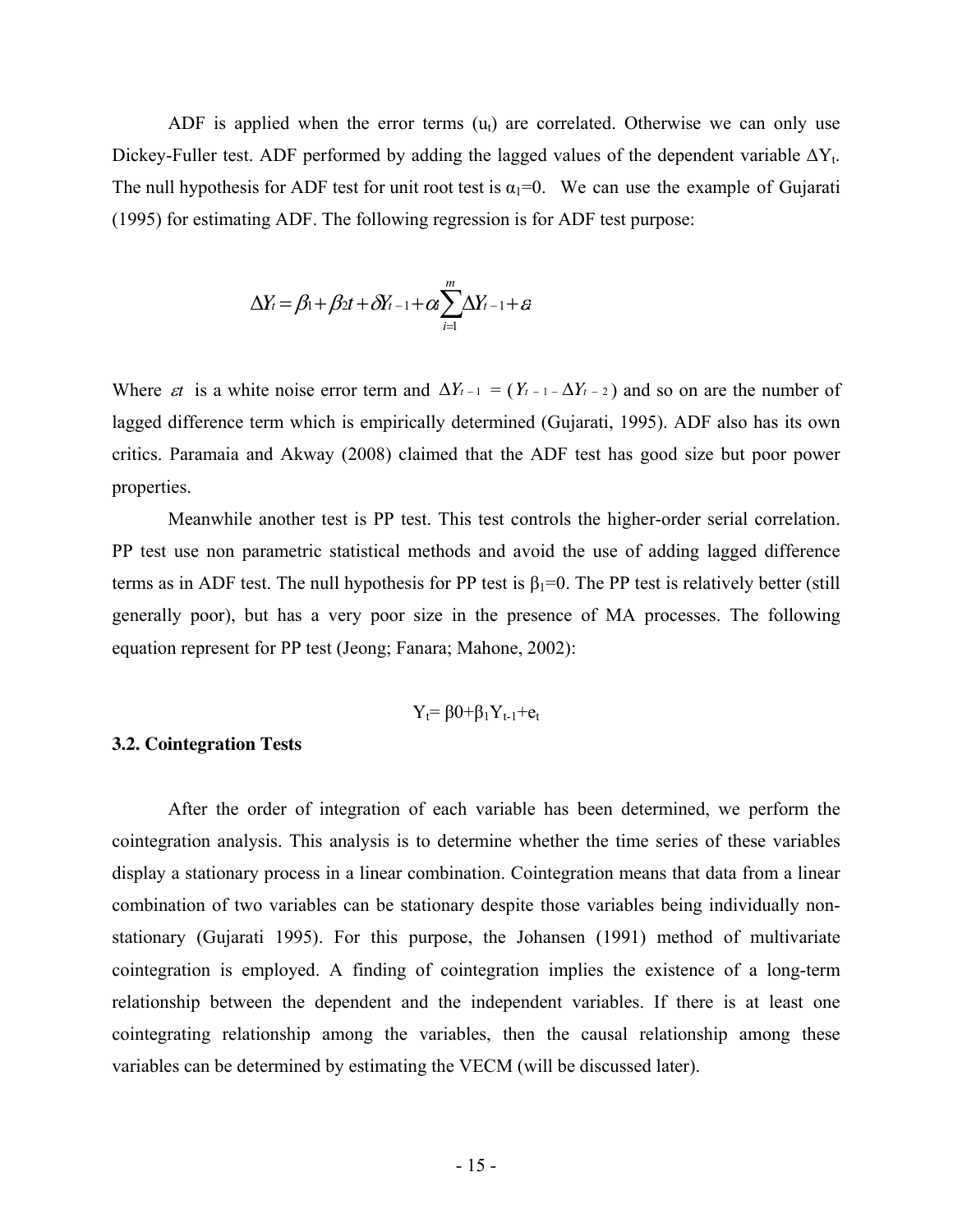ADF is applied when the error terms ($u_t$) are correlated. Otherwise we can only use Dickey-Fuller test. ADF performed by adding the lagged values of the dependent variable $\Delta Y_t$. The null hypothesis for ADF test for unit root test is $\alpha_1$=0. We can use the example of Gujarati (1995) for estimating ADF. The following regression is for ADF test purpose:

$$\Delta Y_t = \beta_1 + \beta_2 t + \delta Y_{t-1} + \alpha_i \sum_{i=1}^{m} \Delta Y_{t-1} + \varepsilon$$

Where $\varepsilon t$ is a white noise error term and $\Delta Y_{t-1} = (Y_{t-1} - \Delta Y_{t-2})$ and so on are the number of lagged difference term which is empirically determined (Gujarati, 1995). ADF also has its own critics. Paramaia and Akway (2008) claimed that the ADF test has good size but poor power properties.

Meanwhile another test is PP test. This test controls the higher-order serial correlation. PP test use non parametric statistical methods and avoid the use of adding lagged difference terms as in ADF test. The null hypothesis for PP test is $\beta_1$=0. The PP test is relatively better (still generally poor), but has a very poor size in the presence of MA processes. The following equation represent for PP test (Jeong; Fanara; Mahone, 2002):

$$Y_t = \beta 0 + \beta_1 Y_{t-1} + e_t$$

### 3.2. Cointegration Tests

After the order of integration of each variable has been determined, we perform the cointegration analysis. This analysis is to determine whether the time series of these variables display a stationary process in a linear combination. Cointegration means that data from a linear combination of two variables can be stationary despite those variables being individually non-stationary (Gujarati 1995). For this purpose, the Johansen (1991) method of multivariate cointegration is employed. A finding of cointegration implies the existence of a long-term relationship between the dependent and the independent variables. If there is at least one cointegrating relationship among the variables, then the causal relationship among these variables can be determined by estimating the VECM (will be discussed later).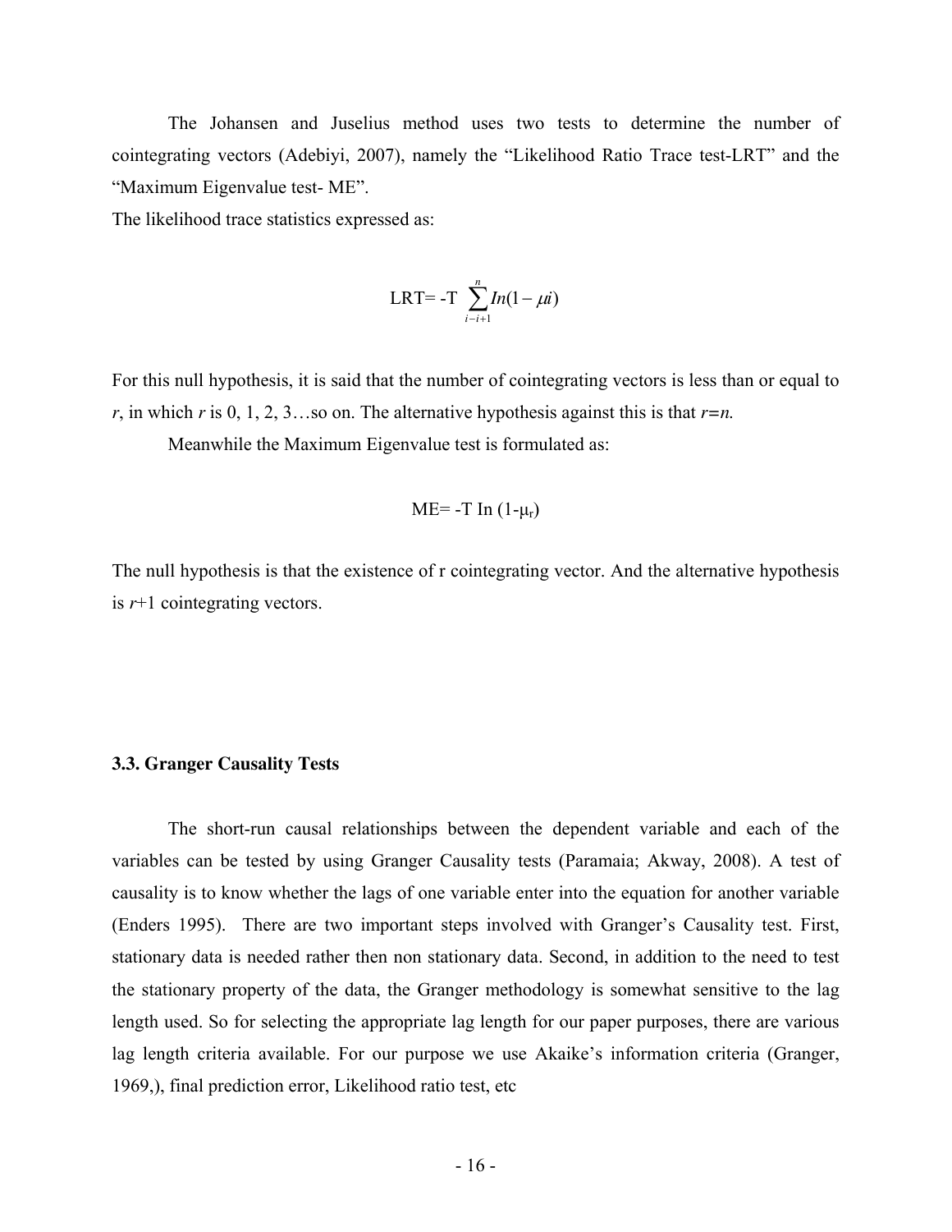The Johansen and Juselius method uses two tests to determine the number of cointegrating vectors (Adebiyi, 2007), namely the "Likelihood Ratio Trace test-LRT" and the "Maximum Eigenvalue test- ME".

The likelihood trace statistics expressed as:

$$\text{LRT}= -\text{T} \sum_{i-i+1}^{n} In(1-\mu i)$$

For this null hypothesis, it is said that the number of cointegrating vectors is less than or equal to *r*, in which *r* is 0, 1, 2, 3…so on. The alternative hypothesis against this is that $r=n$.

Meanwhile the Maximum Eigenvalue test is formulated as:

$$\text{ME}= -\text{T In } (1-\mu_r)$$

The null hypothesis is that the existence of r cointegrating vector. And the alternative hypothesis is $r+1$ cointegrating vectors.

### 3.3. Granger Causality Tests

The short-run causal relationships between the dependent variable and each of the variables can be tested by using Granger Causality tests (Paramaia; Akway, 2008). A test of causality is to know whether the lags of one variable enter into the equation for another variable (Enders 1995). There are two important steps involved with Granger's Causality test. First, stationary data is needed rather then non stationary data. Second, in addition to the need to test the stationary property of the data, the Granger methodology is somewhat sensitive to the lag length used. So for selecting the appropriate lag length for our paper purposes, there are various lag length criteria available. For our purpose we use Akaike's information criteria (Granger, 1969,), final prediction error, Likelihood ratio test, etc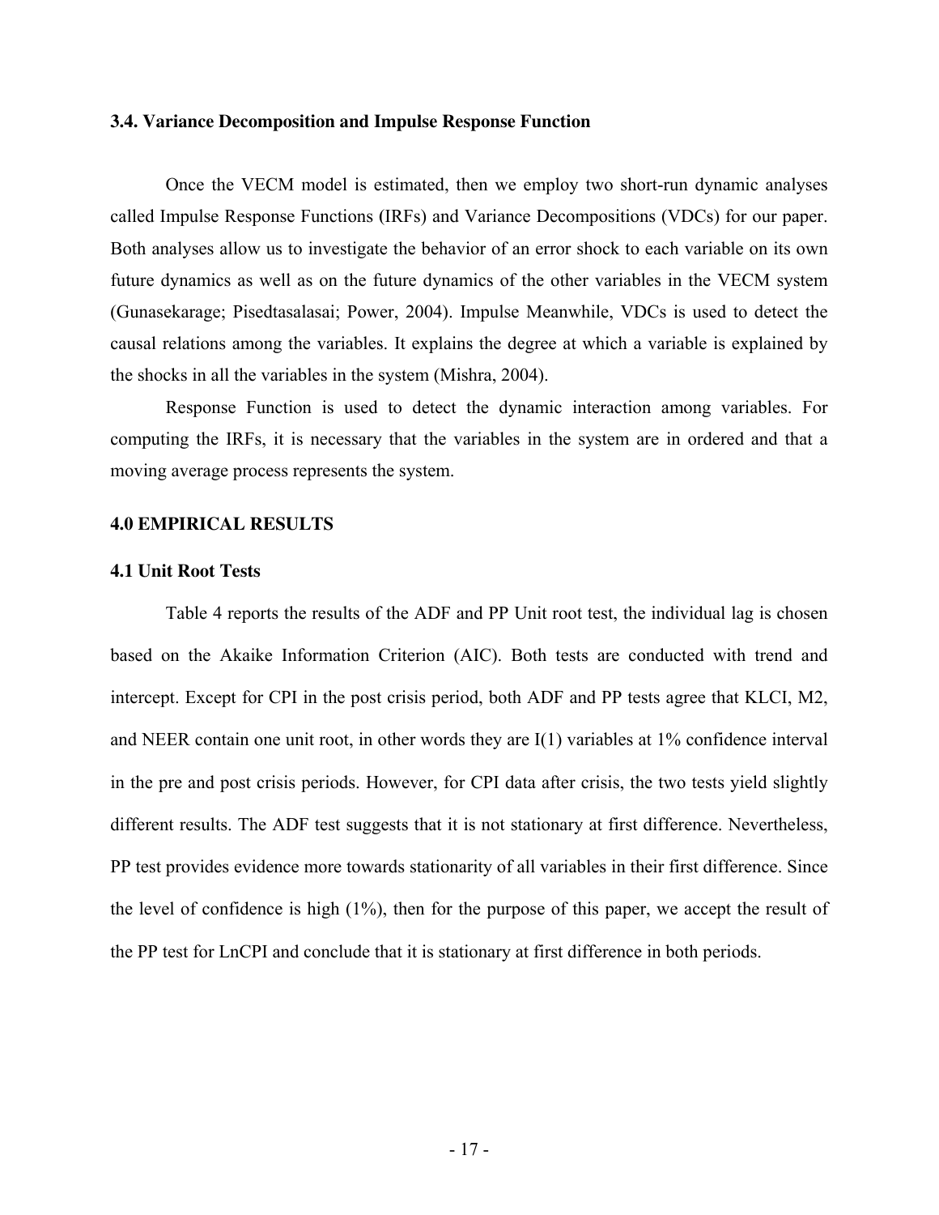### 3.4. Variance Decomposition and Impulse Response Function

Once the VECM model is estimated, then we employ two short-run dynamic analyses called Impulse Response Functions (IRFs) and Variance Decompositions (VDCs) for our paper. Both analyses allow us to investigate the behavior of an error shock to each variable on its own future dynamics as well as on the future dynamics of the other variables in the VECM system (Gunasekarage; Pisedtasalasai; Power, 2004). Impulse Meanwhile, VDCs is used to detect the causal relations among the variables. It explains the degree at which a variable is explained by the shocks in all the variables in the system (Mishra, 2004).

Response Function is used to detect the dynamic interaction among variables. For computing the IRFs, it is necessary that the variables in the system are in ordered and that a moving average process represents the system.

## 4.0 EMPIRICAL RESULTS

### 4.1 Unit Root Tests

Table 4 reports the results of the ADF and PP Unit root test, the individual lag is chosen based on the Akaike Information Criterion (AIC). Both tests are conducted with trend and intercept. Except for CPI in the post crisis period, both ADF and PP tests agree that KLCI, M2, and NEER contain one unit root, in other words they are I(1) variables at 1% confidence interval in the pre and post crisis periods. However, for CPI data after crisis, the two tests yield slightly different results. The ADF test suggests that it is not stationary at first difference. Nevertheless, PP test provides evidence more towards stationarity of all variables in their first difference. Since the level of confidence is high (1%), then for the purpose of this paper, we accept the result of the PP test for LnCPI and conclude that it is stationary at first difference in both periods.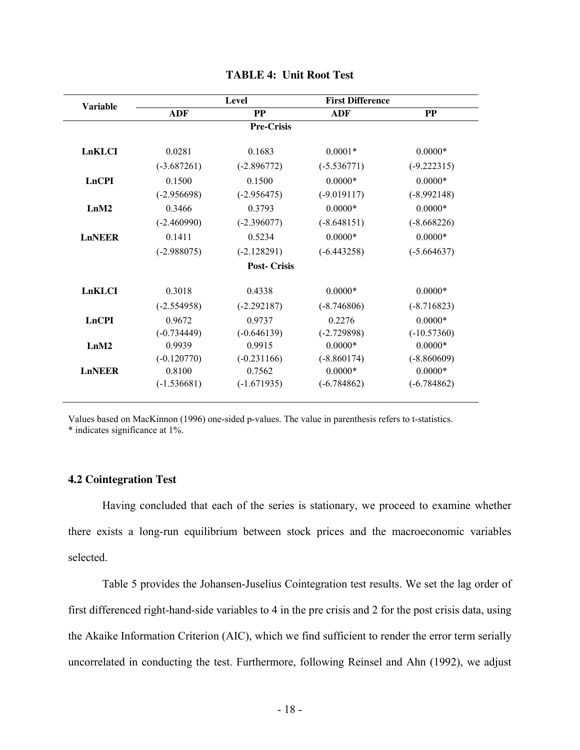**TABLE 4: Unit Root Test**

| Variable | Level | | First Difference | |
|---|---|---|---|---|
| | ADF | PP | ADF | PP |
| | | **Pre-Crisis** | | |
| **LnKLCI** | 0.0281 | 0.1683 | 0.0001* | 0.0000* |
| | (-3.687261) | (-2.896772) | (-5.536771) | (-9.222315) |
| **LnCPI** | 0.1500 | 0.1500 | 0.0000* | 0.0000* |
| | (-2.956698) | (-2.956475) | (-9.019117) | (-8.992148) |
| **LnM2** | 0.3466 | 0.3793 | 0.0000* | 0.0000* |
| | (-2.460990) | (-2.396077) | (-8.648151) | (-8.668226) |
| **LnNEER** | 0.1411 | 0.5234 | 0.0000* | 0.0000* |
| | (-2.988075) | (-2.128291) | (-6.443258) | (-5.664637) |
| | | **Post- Crisis** | | |
| **LnKLCI** | 0.3018 | 0.4338 | 0.0000* | 0.0000* |
| | (-2.554958) | (-2.292187) | (-8.746806) | (-8.716823) |
| **LnCPI** | 0.9672 | 0.9737 | 0.2276 | 0.0000* |
| | (-0.734449) | (-0.646139) | (-2.729898) | (-10.57360) |
| **LnM2** | 0.9939 | 0.9915 | 0.0000* | 0.0000* |
| | (-0.120770) | (-0.231166) | (-8.860174) | (-8.860609) |
| **LnNEER** | 0.8100 | 0.7562 | 0.0000* | 0.0000* |
| | (-1.536681) | (-1.671935) | (-6.784862) | (-6.784862) |

Values based on MacKinnon (1996) one-sided p-values. The value in parenthesis refers to t-statistics.
* indicates significance at 1%.

### 4.2 Cointegration Test

Having concluded that each of the series is stationary, we proceed to examine whether there exists a long-run equilibrium between stock prices and the macroeconomic variables selected.

Table 5 provides the Johansen-Juselius Cointegration test results. We set the lag order of first differenced right-hand-side variables to 4 in the pre crisis and 2 for the post crisis data, using the Akaike Information Criterion (AIC), which we find sufficient to render the error term serially uncorrelated in conducting the test. Furthermore, following Reinsel and Ahn (1992), we adjust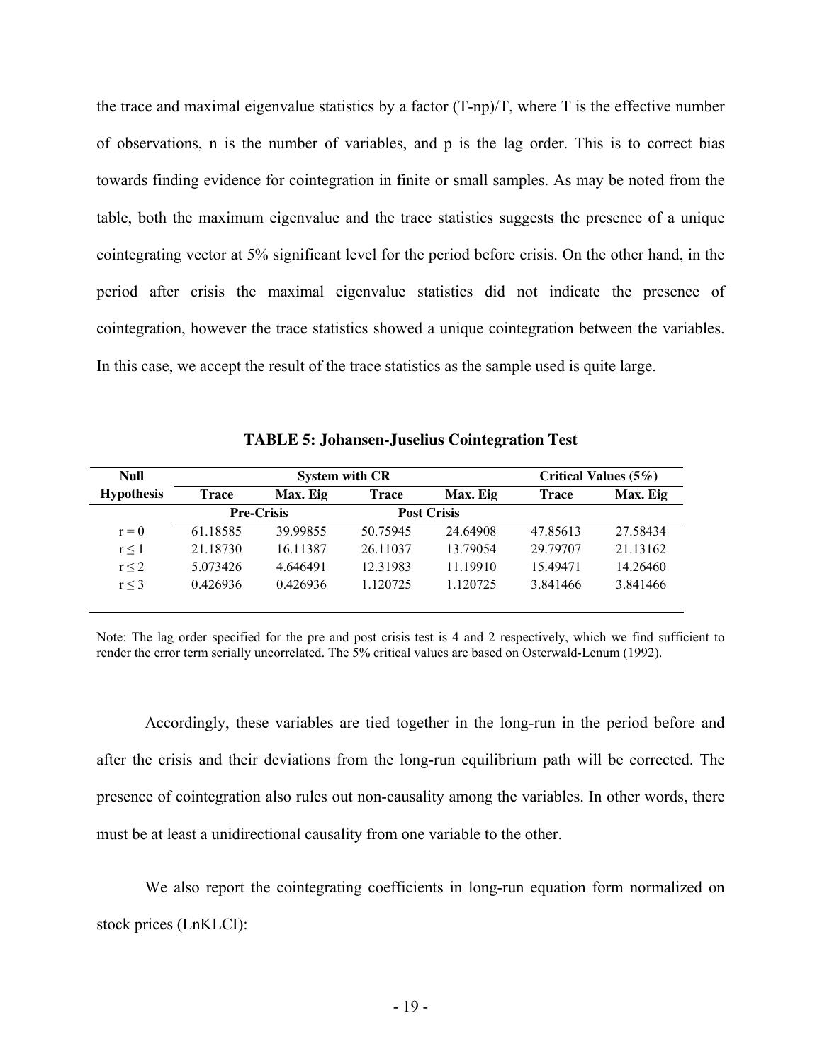the trace and maximal eigenvalue statistics by a factor (T-np)/T, where T is the effective number of observations, n is the number of variables, and p is the lag order. This is to correct bias towards finding evidence for cointegration in finite or small samples. As may be noted from the table, both the maximum eigenvalue and the trace statistics suggests the presence of a unique cointegrating vector at 5% significant level for the period before crisis. On the other hand, in the period after crisis the maximal eigenvalue statistics did not indicate the presence of cointegration, however the trace statistics showed a unique cointegration between the variables. In this case, we accept the result of the trace statistics as the sample used is quite large.

**TABLE 5: Johansen-Juselius Cointegration Test**

| Null Hypothesis | System with CR | | | | Critical Values (5%) | |
|---|---|---|---|---|---|---|
| | Trace | Max. Eig | Trace | Max. Eig | Trace | Max. Eig |
| | Pre-Crisis | | Post Crisis | | | |
| $r = 0$ | 61.18585 | 39.99855 | 50.75945 | 24.64908 | 47.85613 | 27.58434 |
| $r \leq 1$ | 21.18730 | 16.11387 | 26.11037 | 13.79054 | 29.79707 | 21.13162 |
| $r \leq 2$ | 5.073426 | 4.646491 | 12.31983 | 11.19910 | 15.49471 | 14.26460 |
| $r \leq 3$ | 0.426936 | 0.426936 | 1.120725 | 1.120725 | 3.841466 | 3.841466 |

Note: The lag order specified for the pre and post crisis test is 4 and 2 respectively, which we find sufficient to render the error term serially uncorrelated. The 5% critical values are based on Osterwald-Lenum (1992).

Accordingly, these variables are tied together in the long-run in the period before and after the crisis and their deviations from the long-run equilibrium path will be corrected. The presence of cointegration also rules out non-causality among the variables. In other words, there must be at least a unidirectional causality from one variable to the other.

We also report the cointegrating coefficients in long-run equation form normalized on stock prices (LnKLCI):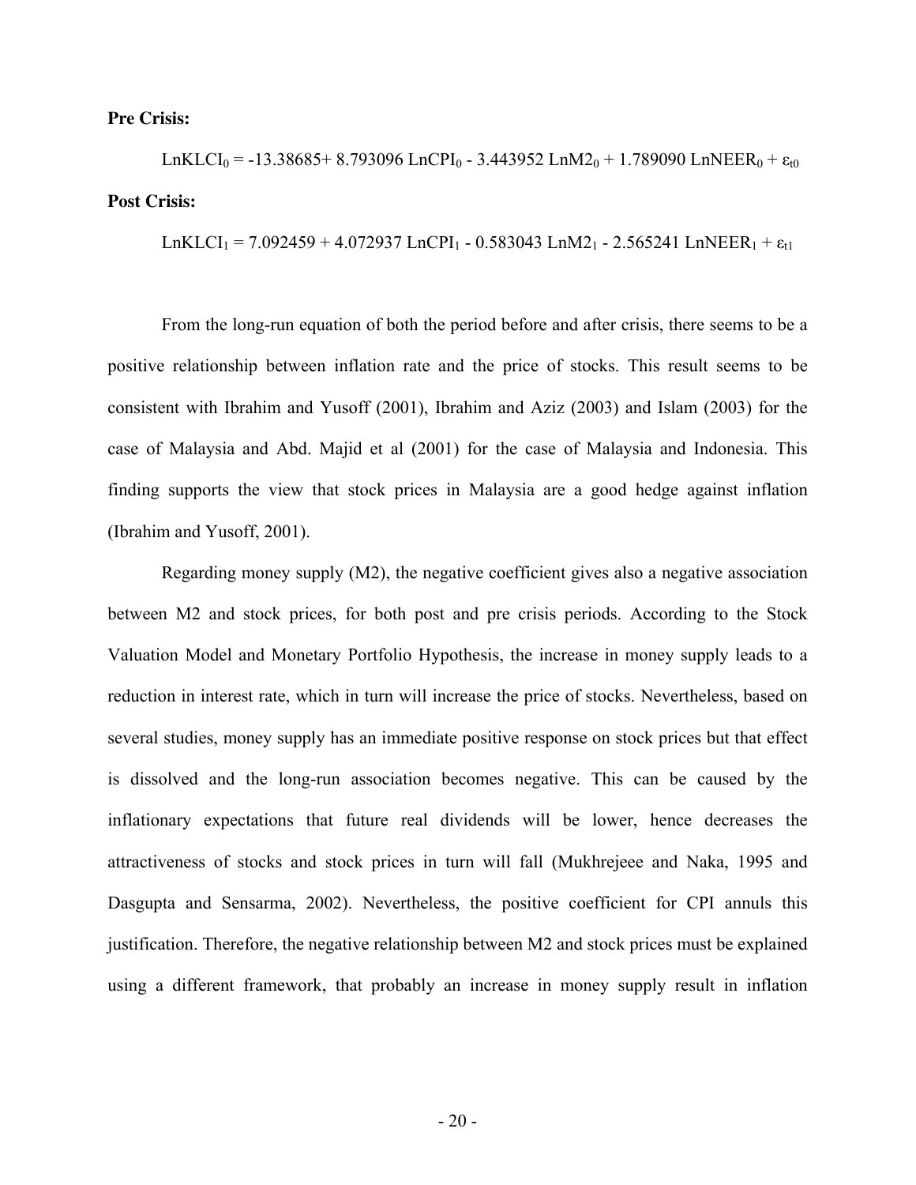**Pre Crisis:**

$$LnKLCI_0 = -13.38685 + 8.793096\ LnCPI_0 - 3.443952\ LnM2_0 + 1.789090\ LnNEER_0 + \varepsilon_{t0}$$

**Post Crisis:**

$$LnKLCI_1 = 7.092459 + 4.072937\ LnCPI_1 - 0.583043\ LnM2_1 - 2.565241\ LnNEER_1 + \varepsilon_{t1}$$

From the long-run equation of both the period before and after crisis, there seems to be a positive relationship between inflation rate and the price of stocks. This result seems to be consistent with Ibrahim and Yusoff (2001), Ibrahim and Aziz (2003) and Islam (2003) for the case of Malaysia and Abd. Majid et al (2001) for the case of Malaysia and Indonesia. This finding supports the view that stock prices in Malaysia are a good hedge against inflation (Ibrahim and Yusoff, 2001).

Regarding money supply (M2), the negative coefficient gives also a negative association between M2 and stock prices, for both post and pre crisis periods. According to the Stock Valuation Model and Monetary Portfolio Hypothesis, the increase in money supply leads to a reduction in interest rate, which in turn will increase the price of stocks. Nevertheless, based on several studies, money supply has an immediate positive response on stock prices but that effect is dissolved and the long-run association becomes negative. This can be caused by the inflationary expectations that future real dividends will be lower, hence decreases the attractiveness of stocks and stock prices in turn will fall (Mukhrejeee and Naka, 1995 and Dasgupta and Sensarma, 2002). Nevertheless, the positive coefficient for CPI annuls this justification. Therefore, the negative relationship between M2 and stock prices must be explained using a different framework, that probably an increase in money supply result in inflation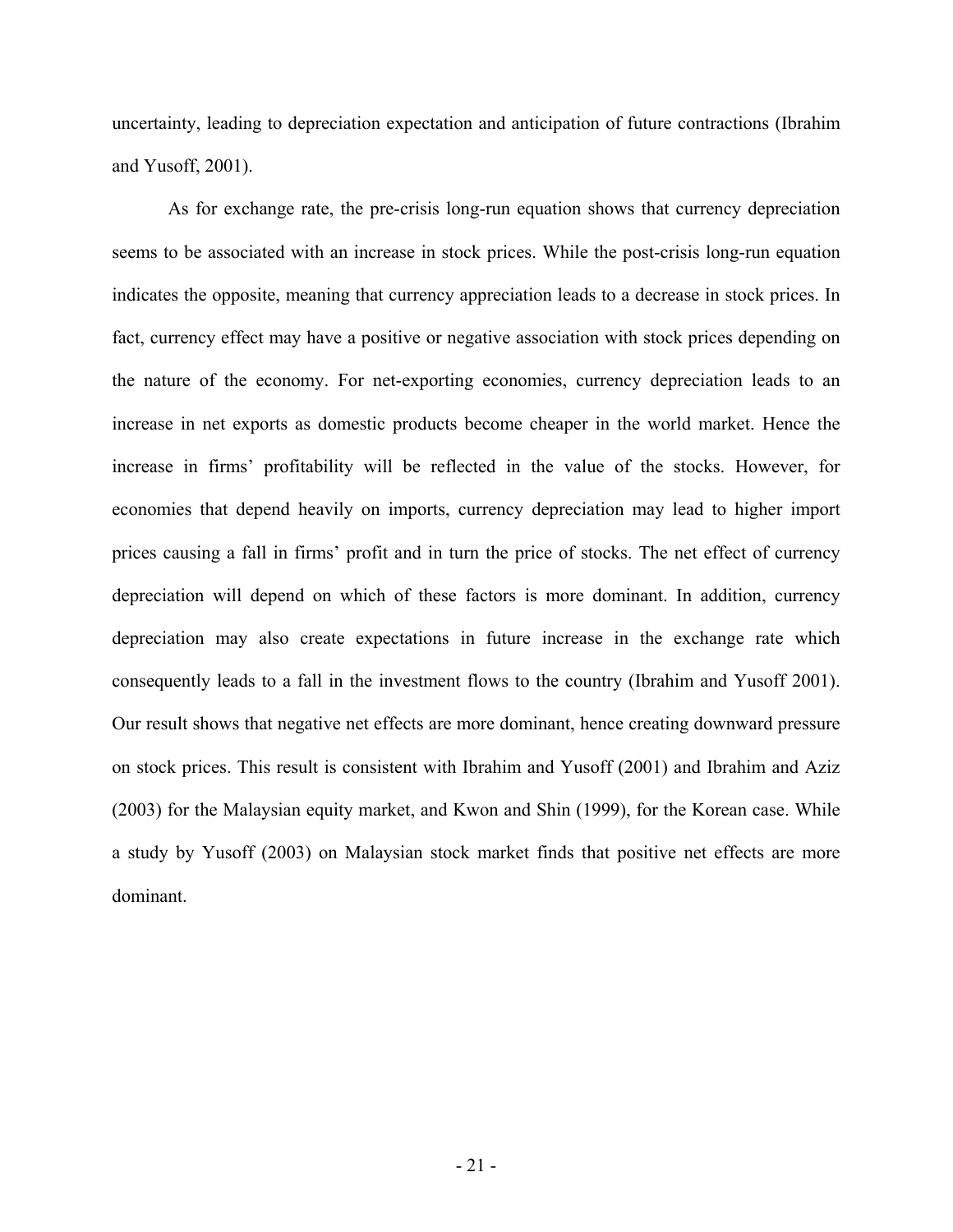uncertainty, leading to depreciation expectation and anticipation of future contractions (Ibrahim and Yusoff, 2001).

As for exchange rate, the pre-crisis long-run equation shows that currency depreciation seems to be associated with an increase in stock prices. While the post-crisis long-run equation indicates the opposite, meaning that currency appreciation leads to a decrease in stock prices. In fact, currency effect may have a positive or negative association with stock prices depending on the nature of the economy. For net-exporting economies, currency depreciation leads to an increase in net exports as domestic products become cheaper in the world market. Hence the increase in firms' profitability will be reflected in the value of the stocks. However, for economies that depend heavily on imports, currency depreciation may lead to higher import prices causing a fall in firms' profit and in turn the price of stocks. The net effect of currency depreciation will depend on which of these factors is more dominant. In addition, currency depreciation may also create expectations in future increase in the exchange rate which consequently leads to a fall in the investment flows to the country (Ibrahim and Yusoff 2001). Our result shows that negative net effects are more dominant, hence creating downward pressure on stock prices. This result is consistent with Ibrahim and Yusoff (2001) and Ibrahim and Aziz (2003) for the Malaysian equity market, and Kwon and Shin (1999), for the Korean case. While a study by Yusoff (2003) on Malaysian stock market finds that positive net effects are more dominant.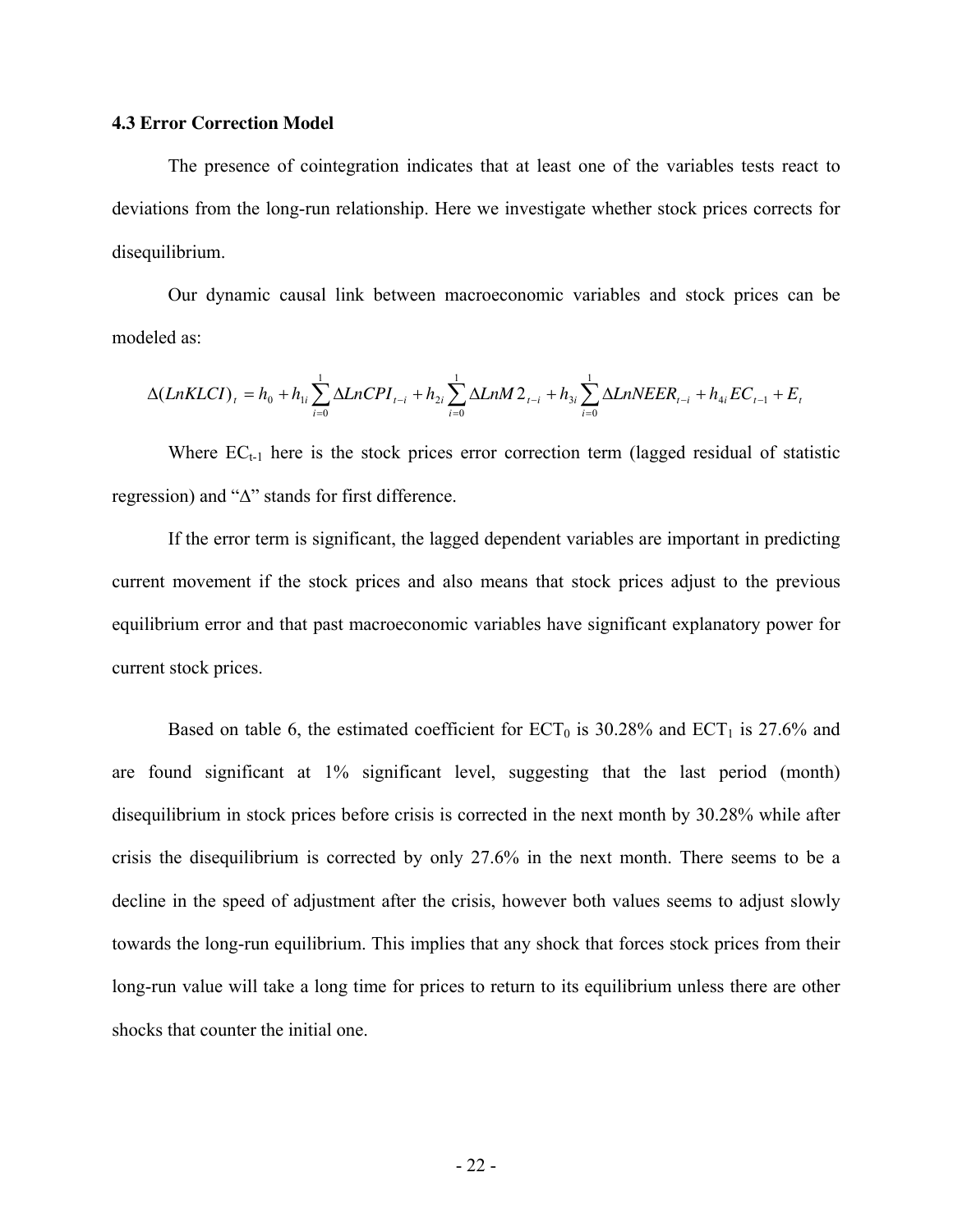### 4.3 Error Correction Model

The presence of cointegration indicates that at least one of the variables tests react to deviations from the long-run relationship. Here we investigate whether stock prices corrects for disequilibrium.

Our dynamic causal link between macroeconomic variables and stock prices can be modeled as:

$$\Delta(LnKLCI)_t = h_0 + h_{1i}\sum_{i=0}^{1}\Delta LnCPI_{t-i} + h_{2i}\sum_{i=0}^{1}\Delta LnM2_{t-i} + h_{3i}\sum_{i=0}^{1}\Delta LnNEER_{t-i} + h_{4i}EC_{t-1} + E_t$$

Where $EC_{t-1}$ here is the stock prices error correction term (lagged residual of statistic regression) and "Δ" stands for first difference.

If the error term is significant, the lagged dependent variables are important in predicting current movement if the stock prices and also means that stock prices adjust to the previous equilibrium error and that past macroeconomic variables have significant explanatory power for current stock prices.

Based on table 6, the estimated coefficient for $ECT_0$ is 30.28% and $ECT_1$ is 27.6% and are found significant at 1% significant level, suggesting that the last period (month) disequilibrium in stock prices before crisis is corrected in the next month by 30.28% while after crisis the disequilibrium is corrected by only 27.6% in the next month. There seems to be a decline in the speed of adjustment after the crisis, however both values seems to adjust slowly towards the long-run equilibrium. This implies that any shock that forces stock prices from their long-run value will take a long time for prices to return to its equilibrium unless there are other shocks that counter the initial one.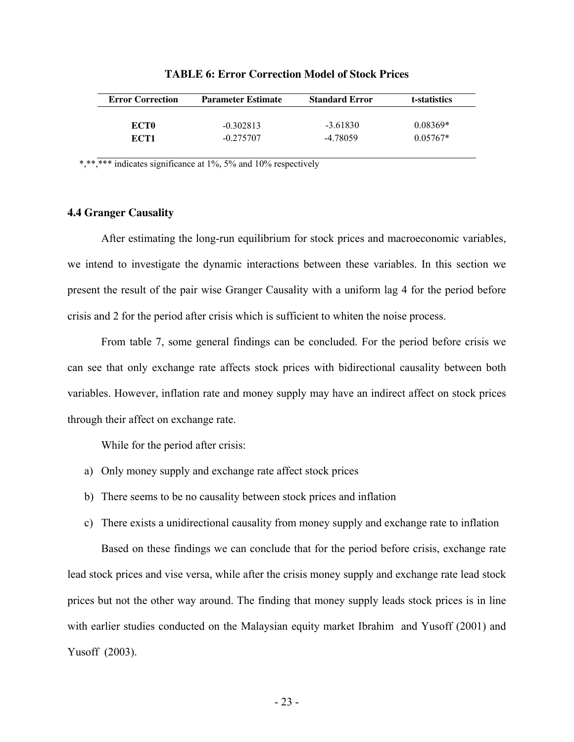**TABLE 6: Error Correction Model of Stock Prices**

| Error Correction | Parameter Estimate | Standard Error | t-statistics |
|---|---|---|---|
| **ECT0** | -0.302813 | -3.61830 | 0.08369* |
| **ECT1** | -0.275707 | -4.78059 | 0.05767* |

*,**,*** indicates significance at 1%, 5% and 10% respectively

### 4.4 Granger Causality

After estimating the long-run equilibrium for stock prices and macroeconomic variables, we intend to investigate the dynamic interactions between these variables. In this section we present the result of the pair wise Granger Causality with a uniform lag 4 for the period before crisis and 2 for the period after crisis which is sufficient to whiten the noise process.

From table 7, some general findings can be concluded. For the period before crisis we can see that only exchange rate affects stock prices with bidirectional causality between both variables. However, inflation rate and money supply may have an indirect affect on stock prices through their affect on exchange rate.

While for the period after crisis:

a) Only money supply and exchange rate affect stock prices
b) There seems to be no causality between stock prices and inflation
c) There exists a unidirectional causality from money supply and exchange rate to inflation

Based on these findings we can conclude that for the period before crisis, exchange rate lead stock prices and vise versa, while after the crisis money supply and exchange rate lead stock prices but not the other way around. The finding that money supply leads stock prices is in line with earlier studies conducted on the Malaysian equity market Ibrahim and Yusoff (2001) and Yusoff (2003).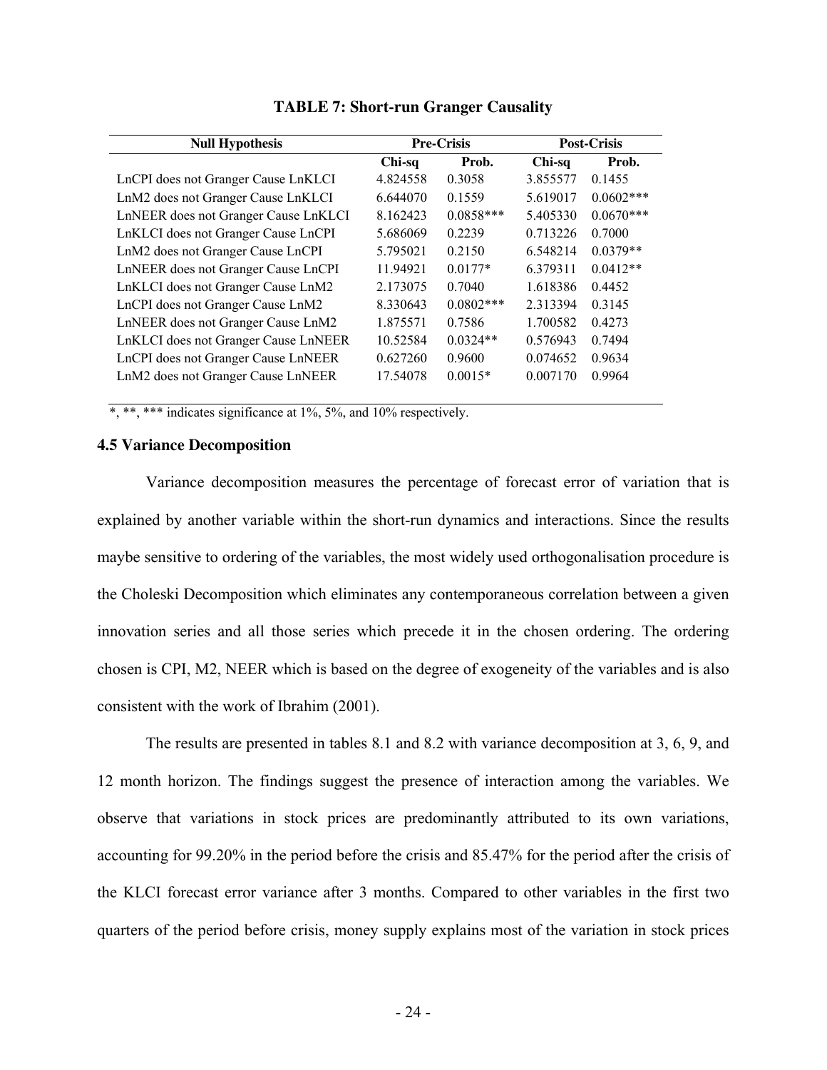**TABLE 7: Short-run Granger Causality**

| Null Hypothesis | Pre-Crisis | | Post-Crisis | |
|---|---|---|---|---|
| | Chi-sq | Prob. | Chi-sq | Prob. |
| LnCPI does not Granger Cause LnKLCI | 4.824558 | 0.3058 | 3.855577 | 0.1455 |
| LnM2 does not Granger Cause LnKLCI | 6.644070 | 0.1559 | 5.619017 | 0.0602*** |
| LnNEER does not Granger Cause LnKLCI | 8.162423 | 0.0858*** | 5.405330 | 0.0670*** |
| LnKLCI does not Granger Cause LnCPI | 5.686069 | 0.2239 | 0.713226 | 0.7000 |
| LnM2 does not Granger Cause LnCPI | 5.795021 | 0.2150 | 6.548214 | 0.0379** |
| LnNEER does not Granger Cause LnCPI | 11.94921 | 0.0177* | 6.379311 | 0.0412** |
| LnKLCI does not Granger Cause LnM2 | 2.173075 | 0.7040 | 1.618386 | 0.4452 |
| LnCPI does not Granger Cause LnM2 | 8.330643 | 0.0802*** | 2.313394 | 0.3145 |
| LnNEER does not Granger Cause LnM2 | 1.875571 | 0.7586 | 1.700582 | 0.4273 |
| LnKLCI does not Granger Cause LnNEER | 10.52584 | 0.0324** | 0.576943 | 0.7494 |
| LnCPI does not Granger Cause LnNEER | 0.627260 | 0.9600 | 0.074652 | 0.9634 |
| LnM2 does not Granger Cause LnNEER | 17.54078 | 0.0015* | 0.007170 | 0.9964 |

*, **, *** indicates significance at 1%, 5%, and 10% respectively.

### 4.5 Variance Decomposition

Variance decomposition measures the percentage of forecast error of variation that is explained by another variable within the short-run dynamics and interactions. Since the results maybe sensitive to ordering of the variables, the most widely used orthogonalisation procedure is the Choleski Decomposition which eliminates any contemporaneous correlation between a given innovation series and all those series which precede it in the chosen ordering. The ordering chosen is CPI, M2, NEER which is based on the degree of exogeneity of the variables and is also consistent with the work of Ibrahim (2001).

The results are presented in tables 8.1 and 8.2 with variance decomposition at 3, 6, 9, and 12 month horizon. The findings suggest the presence of interaction among the variables. We observe that variations in stock prices are predominantly attributed to its own variations, accounting for 99.20% in the period before the crisis and 85.47% for the period after the crisis of the KLCI forecast error variance after 3 months. Compared to other variables in the first two quarters of the period before crisis, money supply explains most of the variation in stock prices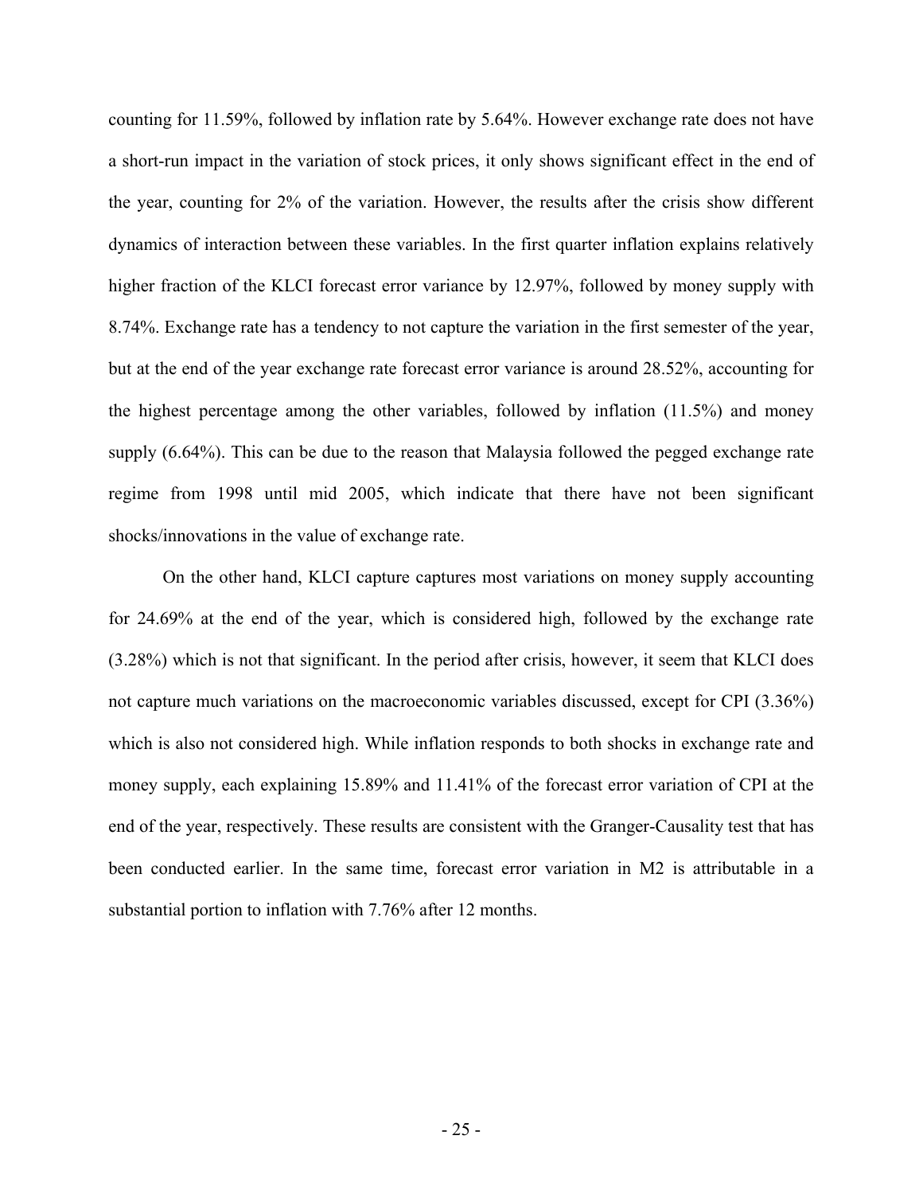counting for 11.59%, followed by inflation rate by 5.64%. However exchange rate does not have a short-run impact in the variation of stock prices, it only shows significant effect in the end of the year, counting for 2% of the variation. However, the results after the crisis show different dynamics of interaction between these variables. In the first quarter inflation explains relatively higher fraction of the KLCI forecast error variance by 12.97%, followed by money supply with 8.74%. Exchange rate has a tendency to not capture the variation in the first semester of the year, but at the end of the year exchange rate forecast error variance is around 28.52%, accounting for the highest percentage among the other variables, followed by inflation (11.5%) and money supply (6.64%). This can be due to the reason that Malaysia followed the pegged exchange rate regime from 1998 until mid 2005, which indicate that there have not been significant shocks/innovations in the value of exchange rate.

On the other hand, KLCI capture captures most variations on money supply accounting for 24.69% at the end of the year, which is considered high, followed by the exchange rate (3.28%) which is not that significant. In the period after crisis, however, it seem that KLCI does not capture much variations on the macroeconomic variables discussed, except for CPI (3.36%) which is also not considered high. While inflation responds to both shocks in exchange rate and money supply, each explaining 15.89% and 11.41% of the forecast error variation of CPI at the end of the year, respectively. These results are consistent with the Granger-Causality test that has been conducted earlier. In the same time, forecast error variation in M2 is attributable in a substantial portion to inflation with 7.76% after 12 months.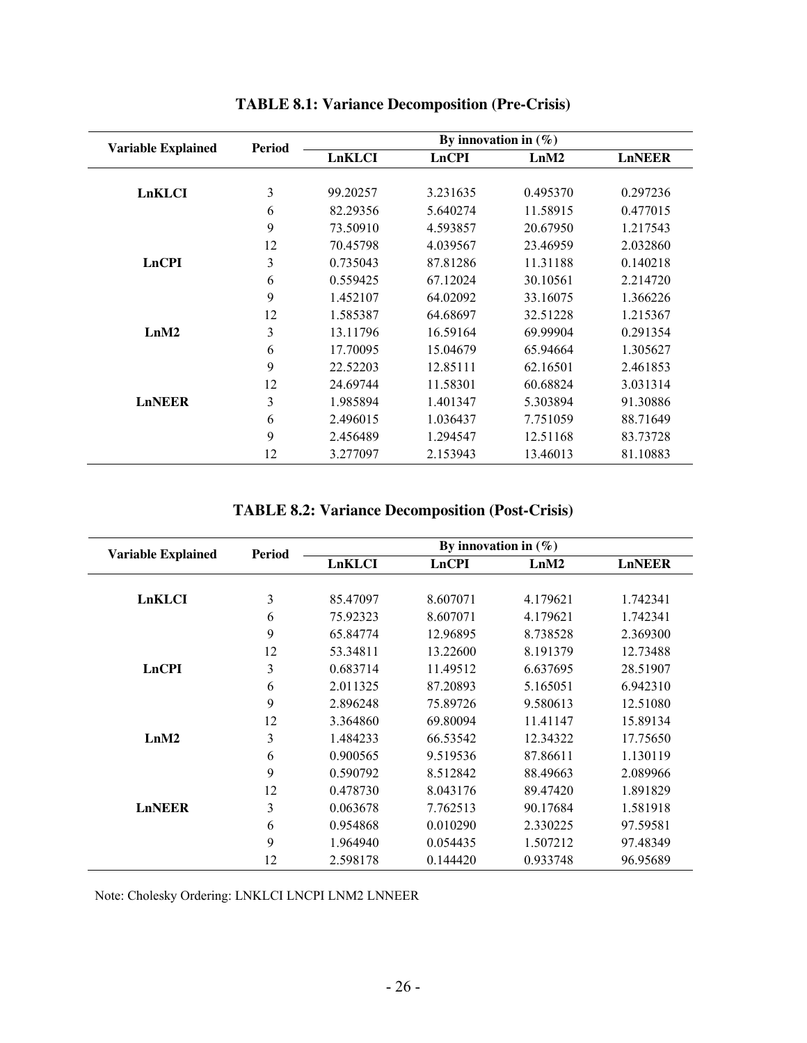**TABLE 8.1: Variance Decomposition (Pre-Crisis)**

| Variable Explained | Period | By innovation in (%) | | | |
|---|---|---|---|---|---|
| | | LnKLCI | LnCPI | LnM2 | LnNEER |
| **LnKLCI** | 3 | 99.20257 | 3.231635 | 0.495370 | 0.297236 |
| | 6 | 82.29356 | 5.640274 | 11.58915 | 0.477015 |
| | 9 | 73.50910 | 4.593857 | 20.67950 | 1.217543 |
| | 12 | 70.45798 | 4.039567 | 23.46959 | 2.032860 |
| **LnCPI** | 3 | 0.735043 | 87.81286 | 11.31188 | 0.140218 |
| | 6 | 0.559425 | 67.12024 | 30.10561 | 2.214720 |
| | 9 | 1.452107 | 64.02092 | 33.16075 | 1.366226 |
| | 12 | 1.585387 | 64.68697 | 32.51228 | 1.215367 |
| **LnM2** | 3 | 13.11796 | 16.59164 | 69.99904 | 0.291354 |
| | 6 | 17.70095 | 15.04679 | 65.94664 | 1.305627 |
| | 9 | 22.52203 | 12.85111 | 62.16501 | 2.461853 |
| | 12 | 24.69744 | 11.58301 | 60.68824 | 3.031314 |
| **LnNEER** | 3 | 1.985894 | 1.401347 | 5.303894 | 91.30886 |
| | 6 | 2.496015 | 1.036437 | 7.751059 | 88.71649 |
| | 9 | 2.456489 | 1.294547 | 12.51168 | 83.73728 |
| | 12 | 3.277097 | 2.153943 | 13.46013 | 81.10883 |

**TABLE 8.2: Variance Decomposition (Post-Crisis)**

| Variable Explained | Period | By innovation in (%) | | | |
|---|---|---|---|---|---|
| | | LnKLCI | LnCPI | LnM2 | LnNEER |
| **LnKLCI** | 3 | 85.47097 | 8.607071 | 4.179621 | 1.742341 |
| | 6 | 75.92323 | 8.607071 | 4.179621 | 1.742341 |
| | 9 | 65.84774 | 12.96895 | 8.738528 | 2.369300 |
| | 12 | 53.34811 | 13.22600 | 8.191379 | 12.73488 |
| **LnCPI** | 3 | 0.683714 | 11.49512 | 6.637695 | 28.51907 |
| | 6 | 2.011325 | 87.20893 | 5.165051 | 6.942310 |
| | 9 | 2.896248 | 75.89726 | 9.580613 | 12.51080 |
| | 12 | 3.364860 | 69.80094 | 11.41147 | 15.89134 |
| **LnM2** | 3 | 1.484233 | 66.53542 | 12.34322 | 17.75650 |
| | 6 | 0.900565 | 9.519536 | 87.86611 | 1.130119 |
| | 9 | 0.590792 | 8.512842 | 88.49663 | 2.089966 |
| | 12 | 0.478730 | 8.043176 | 89.47420 | 1.891829 |
| **LnNEER** | 3 | 0.063678 | 7.762513 | 90.17684 | 1.581918 |
| | 6 | 0.954868 | 0.010290 | 2.330225 | 97.59581 |
| | 9 | 1.964940 | 0.054435 | 1.507212 | 97.48349 |
| | 12 | 2.598178 | 0.144420 | 0.933748 | 96.95689 |

Note: Cholesky Ordering: LNKLCI LNCPI LNM2 LNNEER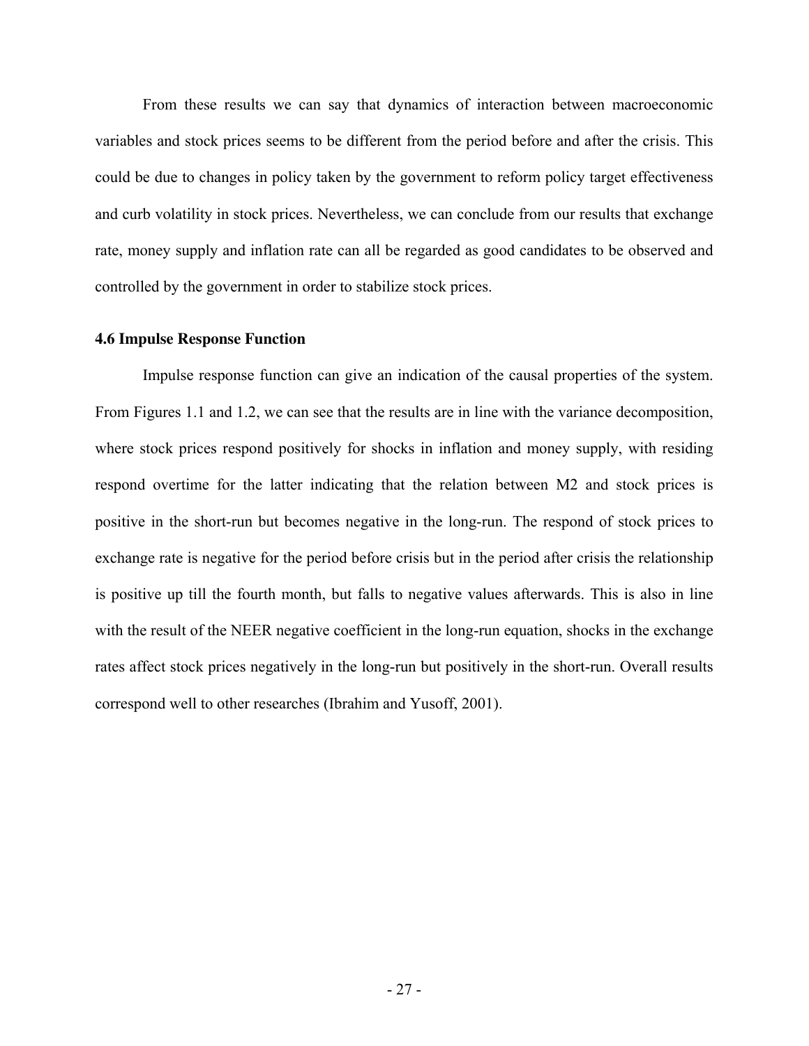From these results we can say that dynamics of interaction between macroeconomic variables and stock prices seems to be different from the period before and after the crisis. This could be due to changes in policy taken by the government to reform policy target effectiveness and curb volatility in stock prices. Nevertheless, we can conclude from our results that exchange rate, money supply and inflation rate can all be regarded as good candidates to be observed and controlled by the government in order to stabilize stock prices.

### 4.6 Impulse Response Function

Impulse response function can give an indication of the causal properties of the system. From Figures 1.1 and 1.2, we can see that the results are in line with the variance decomposition, where stock prices respond positively for shocks in inflation and money supply, with residing respond overtime for the latter indicating that the relation between M2 and stock prices is positive in the short-run but becomes negative in the long-run. The respond of stock prices to exchange rate is negative for the period before crisis but in the period after crisis the relationship is positive up till the fourth month, but falls to negative values afterwards. This is also in line with the result of the NEER negative coefficient in the long-run equation, shocks in the exchange rates affect stock prices negatively in the long-run but positively in the short-run. Overall results correspond well to other researches (Ibrahim and Yusoff, 2001).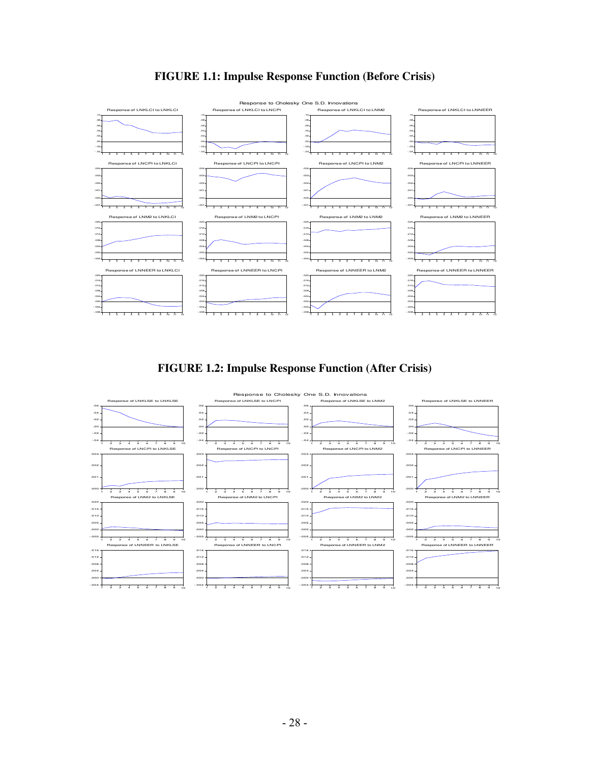**FIGURE 1.1: Impulse Response Function (Before Crisis)**

**FIGURE 1.2: Impulse Response Function (After Crisis)**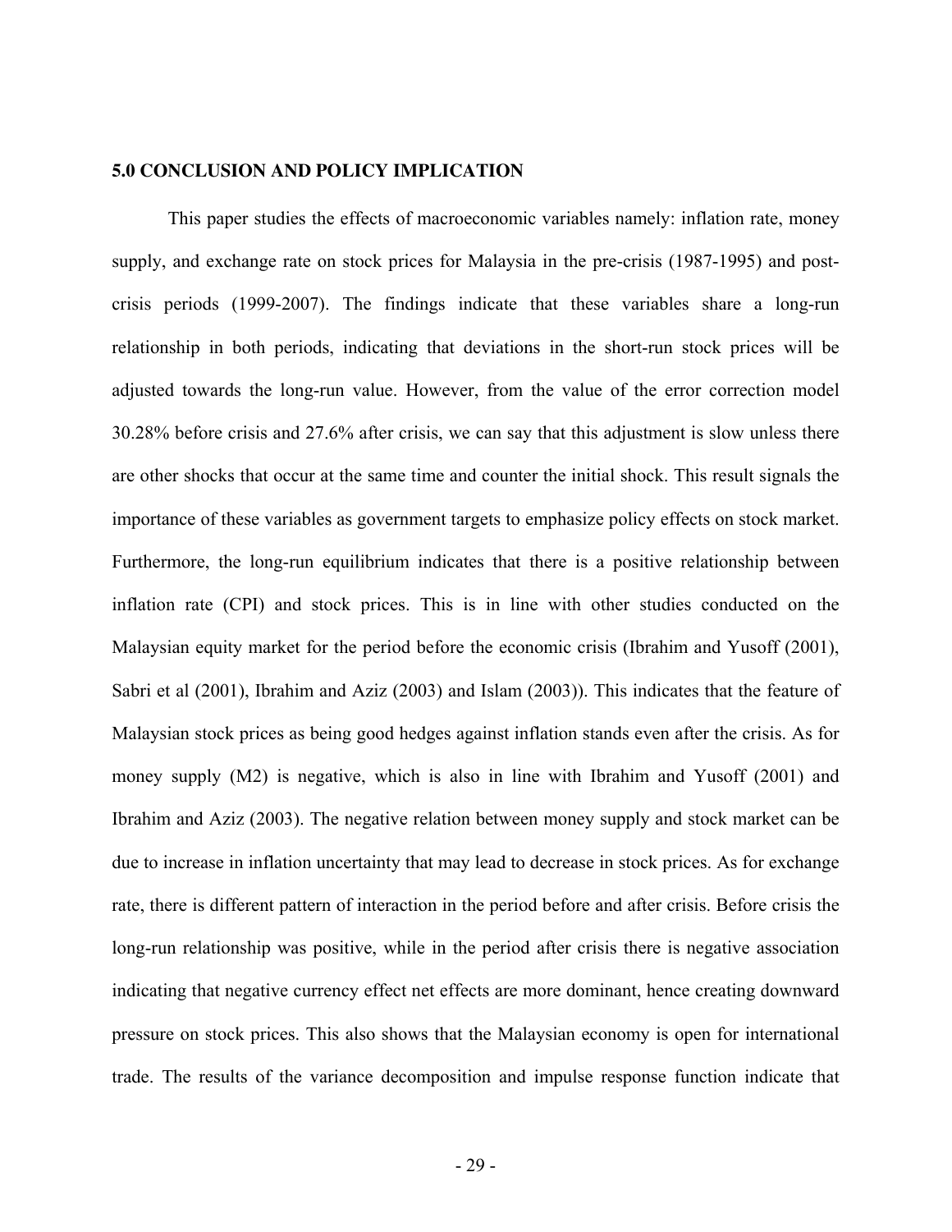### 5.0 CONCLUSION AND POLICY IMPLICATION

This paper studies the effects of macroeconomic variables namely: inflation rate, money supply, and exchange rate on stock prices for Malaysia in the pre-crisis (1987-1995) and post-crisis periods (1999-2007). The findings indicate that these variables share a long-run relationship in both periods, indicating that deviations in the short-run stock prices will be adjusted towards the long-run value. However, from the value of the error correction model 30.28% before crisis and 27.6% after crisis, we can say that this adjustment is slow unless there are other shocks that occur at the same time and counter the initial shock. This result signals the importance of these variables as government targets to emphasize policy effects on stock market. Furthermore, the long-run equilibrium indicates that there is a positive relationship between inflation rate (CPI) and stock prices. This is in line with other studies conducted on the Malaysian equity market for the period before the economic crisis (Ibrahim and Yusoff (2001), Sabri et al (2001), Ibrahim and Aziz (2003) and Islam (2003)). This indicates that the feature of Malaysian stock prices as being good hedges against inflation stands even after the crisis. As for money supply (M2) is negative, which is also in line with Ibrahim and Yusoff (2001) and Ibrahim and Aziz (2003). The negative relation between money supply and stock market can be due to increase in inflation uncertainty that may lead to decrease in stock prices. As for exchange rate, there is different pattern of interaction in the period before and after crisis. Before crisis the long-run relationship was positive, while in the period after crisis there is negative association indicating that negative currency effect net effects are more dominant, hence creating downward pressure on stock prices. This also shows that the Malaysian economy is open for international trade. The results of the variance decomposition and impulse response function indicate that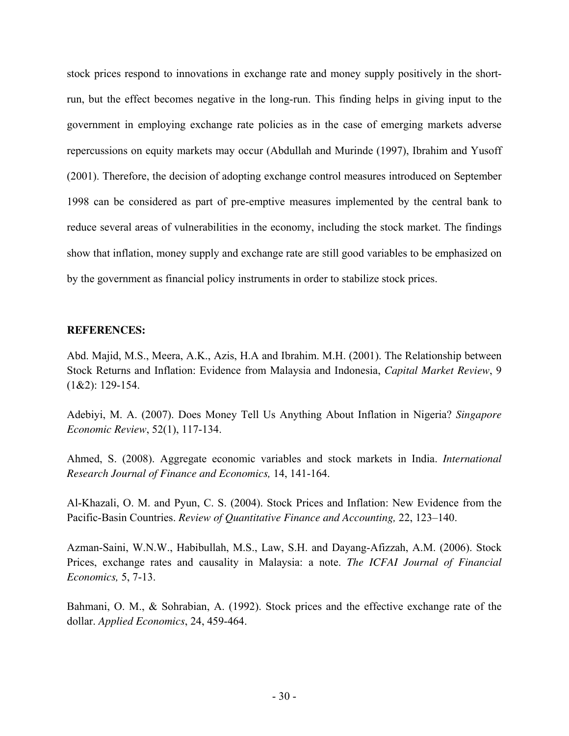stock prices respond to innovations in exchange rate and money supply positively in the short-run, but the effect becomes negative in the long-run. This finding helps in giving input to the government in employing exchange rate policies as in the case of emerging markets adverse repercussions on equity markets may occur (Abdullah and Murinde (1997), Ibrahim and Yusoff (2001). Therefore, the decision of adopting exchange control measures introduced on September 1998 can be considered as part of pre-emptive measures implemented by the central bank to reduce several areas of vulnerabilities in the economy, including the stock market. The findings show that inflation, money supply and exchange rate are still good variables to be emphasized on by the government as financial policy instruments in order to stabilize stock prices.

**REFERENCES:**

Abd. Majid, M.S., Meera, A.K., Azis, H.A and Ibrahim. M.H. (2001). The Relationship between Stock Returns and Inflation: Evidence from Malaysia and Indonesia, *Capital Market Review*, 9 (1&2): 129-154.

Adebiyi, M. A. (2007). Does Money Tell Us Anything About Inflation in Nigeria? *Singapore Economic Review*, 52(1), 117-134.

Ahmed, S. (2008). Aggregate economic variables and stock markets in India. *International Research Journal of Finance and Economics,* 14, 141-164.

Al-Khazali, O. M. and Pyun, C. S. (2004). Stock Prices and Inflation: New Evidence from the Pacific-Basin Countries. *Review of Quantitative Finance and Accounting,* 22, 123–140.

Azman-Saini, W.N.W., Habibullah, M.S., Law, S.H. and Dayang-Afizzah, A.M. (2006). Stock Prices, exchange rates and causality in Malaysia: a note. *The ICFAI Journal of Financial Economics,* 5, 7-13.

Bahmani, O. M., & Sohrabian, A. (1992). Stock prices and the effective exchange rate of the dollar. *Applied Economics*, 24, 459-464.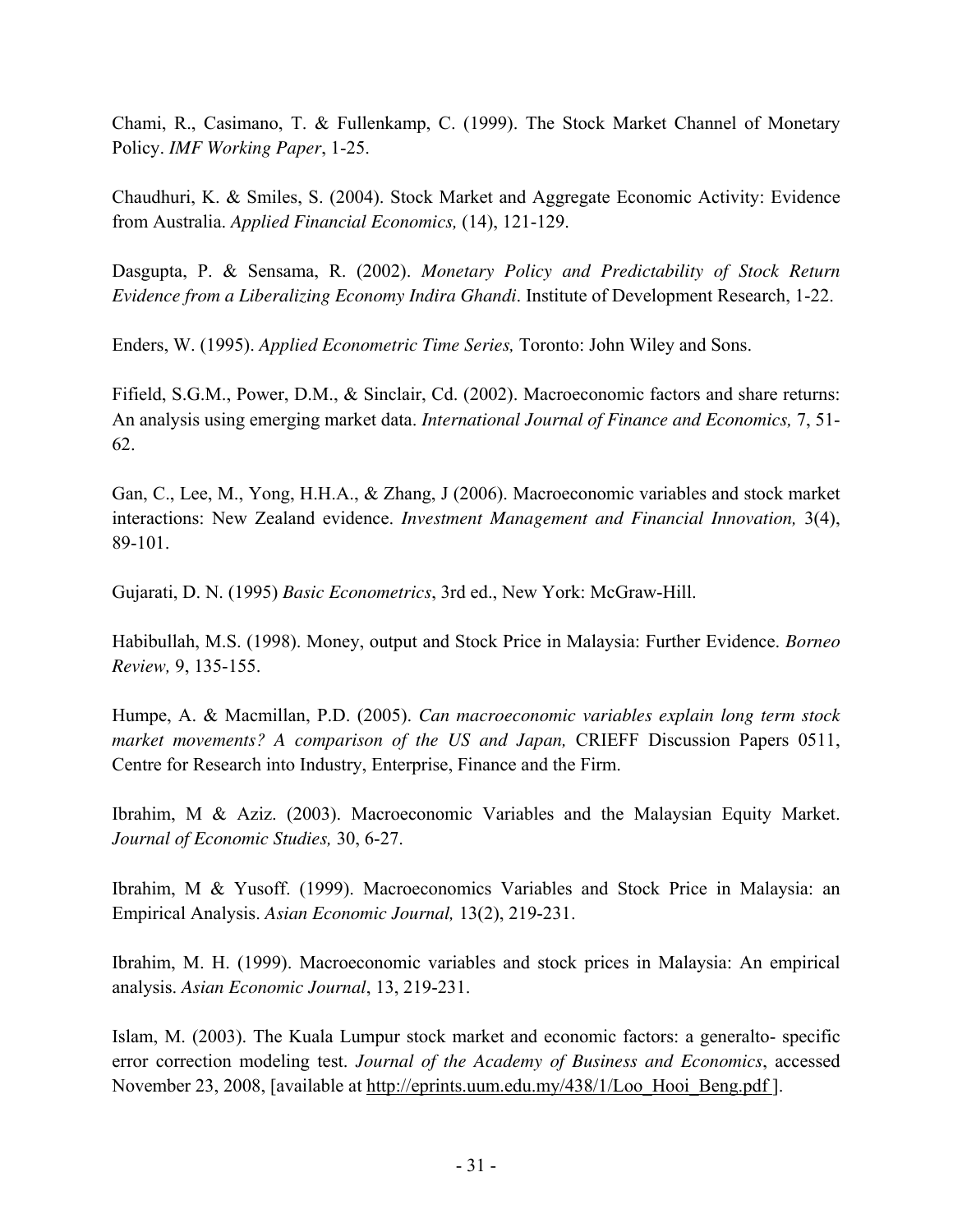Chami, R., Casimano, T. & Fullenkamp, C. (1999). The Stock Market Channel of Monetary Policy. *IMF Working Paper*, 1-25.

Chaudhuri, K. & Smiles, S. (2004). Stock Market and Aggregate Economic Activity: Evidence from Australia. *Applied Financial Economics,* (14), 121-129.

Dasgupta, P. & Sensama, R. (2002). *Monetary Policy and Predictability of Stock Return Evidence from a Liberalizing Economy Indira Ghandi*. Institute of Development Research, 1-22.

Enders, W. (1995). *Applied Econometric Time Series,* Toronto: John Wiley and Sons.

Fifield, S.G.M., Power, D.M., & Sinclair, Cd. (2002). Macroeconomic factors and share returns: An analysis using emerging market data. *International Journal of Finance and Economics,* 7, 51-62.

Gan, C., Lee, M., Yong, H.H.A., & Zhang, J (2006). Macroeconomic variables and stock market interactions: New Zealand evidence. *Investment Management and Financial Innovation,* 3(4), 89-101.

Gujarati, D. N. (1995) *Basic Econometrics*, 3rd ed., New York: McGraw-Hill.

Habibullah, M.S. (1998). Money, output and Stock Price in Malaysia: Further Evidence. *Borneo Review,* 9, 135-155.

Humpe, A. & Macmillan, P.D. (2005). *Can macroeconomic variables explain long term stock market movements? A comparison of the US and Japan,* CRIEFF Discussion Papers 0511, Centre for Research into Industry, Enterprise, Finance and the Firm.

Ibrahim, M & Aziz. (2003). Macroeconomic Variables and the Malaysian Equity Market. *Journal of Economic Studies,* 30, 6-27.

Ibrahim, M & Yusoff. (1999). Macroeconomics Variables and Stock Price in Malaysia: an Empirical Analysis. *Asian Economic Journal,* 13(2), 219-231.

Ibrahim, M. H. (1999). Macroeconomic variables and stock prices in Malaysia: An empirical analysis. *Asian Economic Journal*, 13, 219-231.

Islam, M. (2003). The Kuala Lumpur stock market and economic factors: a generalto- specific error correction modeling test. *Journal of the Academy of Business and Economics*, accessed November 23, 2008, [available at http://eprints.uum.edu.my/438/1/Loo_Hooi_Beng.pdf ].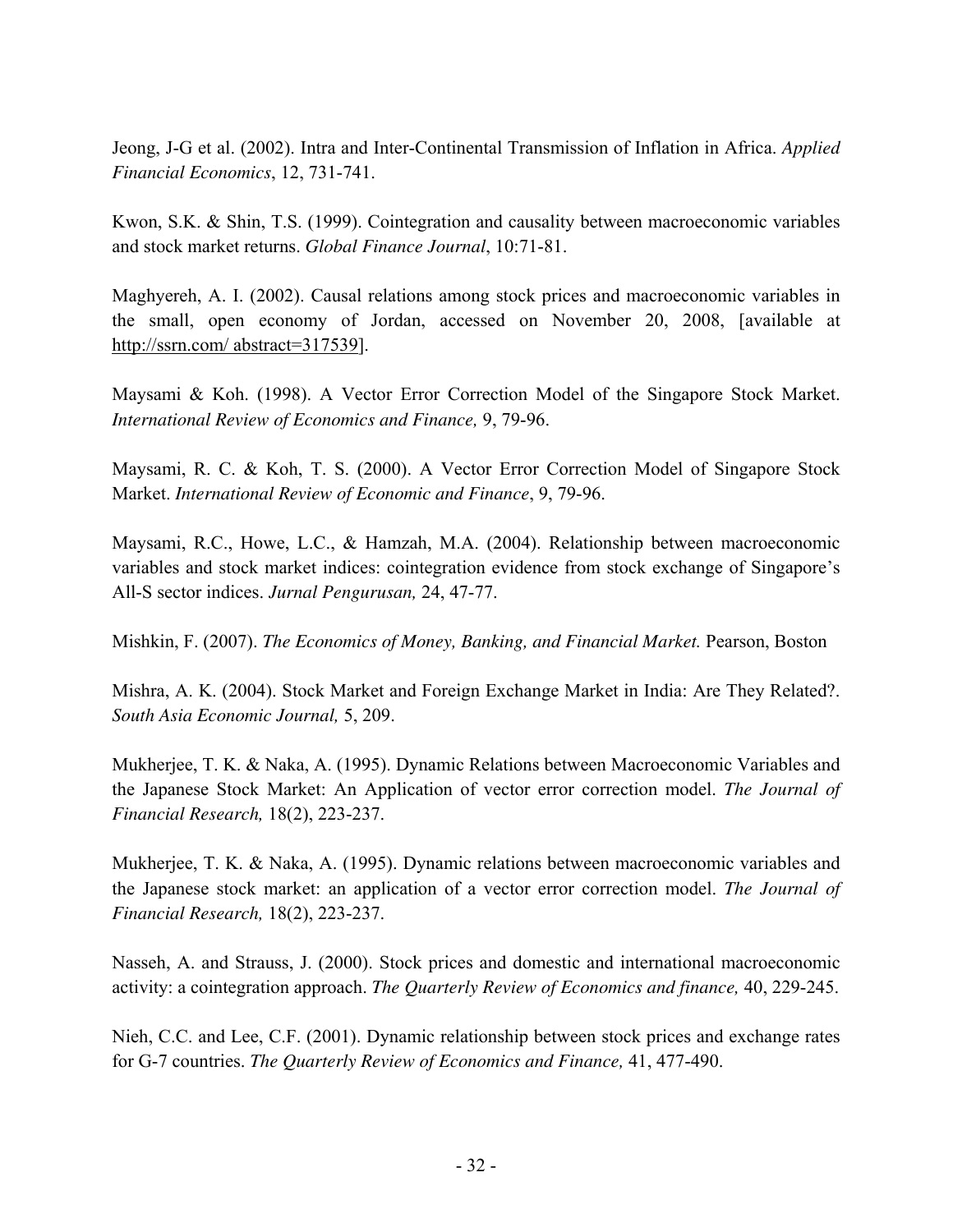Jeong, J-G et al. (2002). Intra and Inter-Continental Transmission of Inflation in Africa. *Applied Financial Economics*, 12, 731-741.

Kwon, S.K. & Shin, T.S. (1999). Cointegration and causality between macroeconomic variables and stock market returns. *Global Finance Journal*, 10:71-81.

Maghyereh, A. I. (2002). Causal relations among stock prices and macroeconomic variables in the small, open economy of Jordan, accessed on November 20, 2008, [available at http://ssrn.com/ abstract=317539].

Maysami & Koh. (1998). A Vector Error Correction Model of the Singapore Stock Market. *International Review of Economics and Finance,* 9, 79-96.

Maysami, R. C. & Koh, T. S. (2000). A Vector Error Correction Model of Singapore Stock Market. *International Review of Economic and Finance*, 9, 79-96.

Maysami, R.C., Howe, L.C., & Hamzah, M.A. (2004). Relationship between macroeconomic variables and stock market indices: cointegration evidence from stock exchange of Singapore's All-S sector indices. *Jurnal Pengurusan,* 24, 47-77.

Mishkin, F. (2007). *The Economics of Money, Banking, and Financial Market.* Pearson, Boston

Mishra, A. K. (2004). Stock Market and Foreign Exchange Market in India: Are They Related?. *South Asia Economic Journal,* 5, 209.

Mukherjee, T. K. & Naka, A. (1995). Dynamic Relations between Macroeconomic Variables and the Japanese Stock Market: An Application of vector error correction model. *The Journal of Financial Research,* 18(2), 223-237.

Mukherjee, T. K. & Naka, A. (1995). Dynamic relations between macroeconomic variables and the Japanese stock market: an application of a vector error correction model. *The Journal of Financial Research,* 18(2), 223-237.

Nasseh, A. and Strauss, J. (2000). Stock prices and domestic and international macroeconomic activity: a cointegration approach. *The Quarterly Review of Economics and finance,* 40, 229-245.

Nieh, C.C. and Lee, C.F. (2001). Dynamic relationship between stock prices and exchange rates for G-7 countries. *The Quarterly Review of Economics and Finance,* 41, 477-490.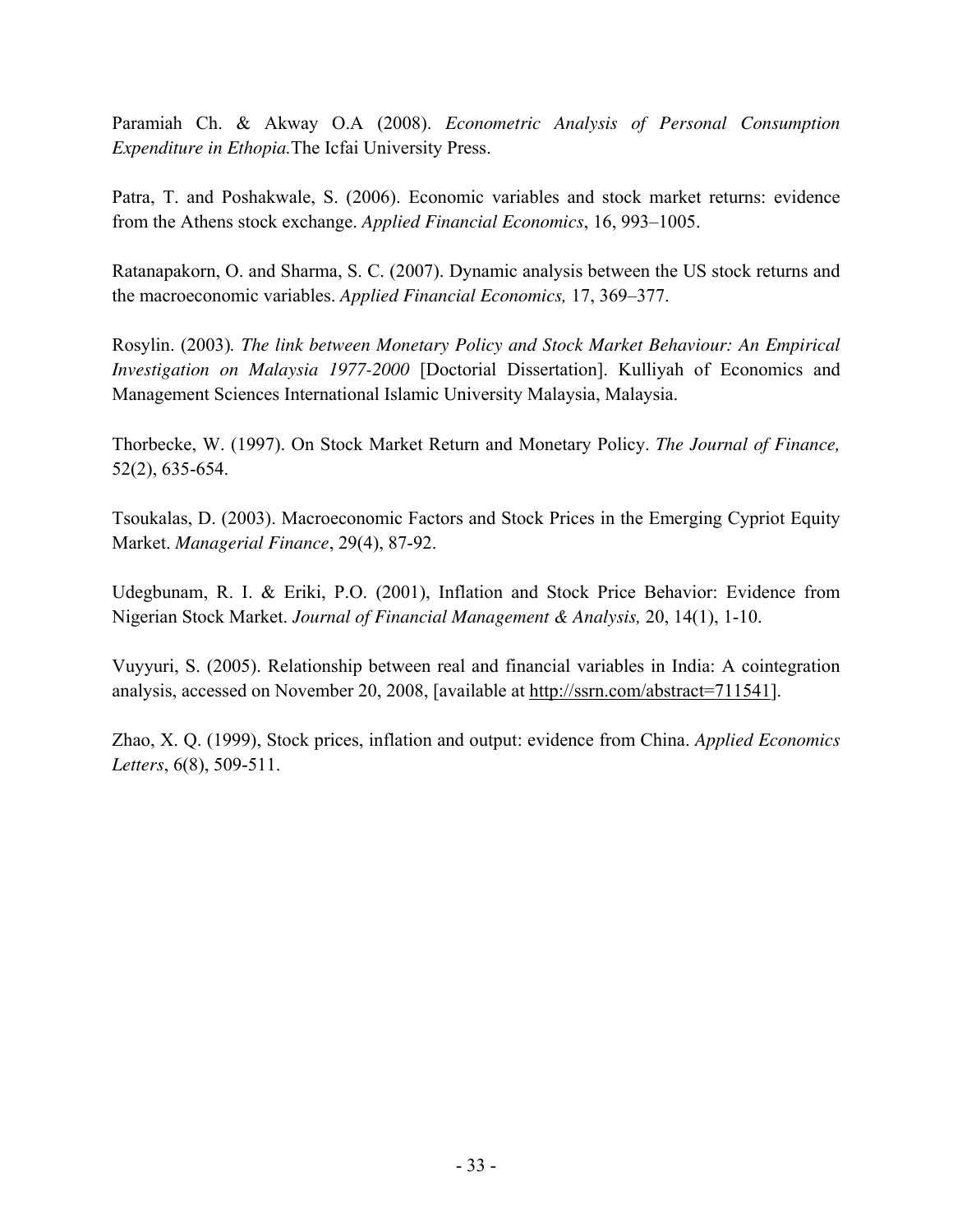Paramiah Ch. & Akway O.A (2008). *Econometric Analysis of Personal Consumption Expenditure in Ethopia.*The Icfai University Press.

Patra, T. and Poshakwale, S. (2006). Economic variables and stock market returns: evidence from the Athens stock exchange. *Applied Financial Economics*, 16, 993–1005.

Ratanapakorn, O. and Sharma, S. C. (2007). Dynamic analysis between the US stock returns and the macroeconomic variables. *Applied Financial Economics,* 17, 369–377.

Rosylin. (2003). *The link between Monetary Policy and Stock Market Behaviour: An Empirical Investigation on Malaysia 1977-2000* [Doctorial Dissertation]. Kulliyah of Economics and Management Sciences International Islamic University Malaysia, Malaysia.

Thorbecke, W. (1997). On Stock Market Return and Monetary Policy. *The Journal of Finance,* 52(2), 635-654.

Tsoukalas, D. (2003). Macroeconomic Factors and Stock Prices in the Emerging Cypriot Equity Market. *Managerial Finance*, 29(4), 87-92.

Udegbunam, R. I. & Eriki, P.O. (2001), Inflation and Stock Price Behavior: Evidence from Nigerian Stock Market. *Journal of Financial Management & Analysis,* 20, 14(1), 1-10.

Vuyyuri, S. (2005). Relationship between real and financial variables in India: A cointegration analysis, accessed on November 20, 2008, [available at http://ssrn.com/abstract=711541].

Zhao, X. Q. (1999), Stock prices, inflation and output: evidence from China. *Applied Economics Letters*, 6(8), 509-511.